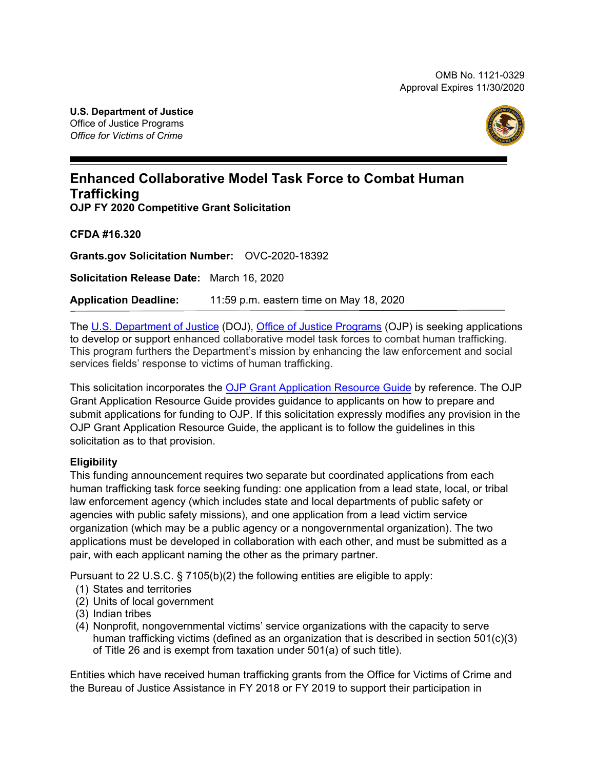OMB No. 1121-0329
Approval Expires 11/30/2020

**U.S. Department of Justice**
Office of Justice Programs
*Office for Victims of Crime*

# Enhanced Collaborative Model Task Force to Combat Human Trafficking

**OJP FY 2020 Competitive Grant Solicitation**

**CFDA #16.320**

**Grants.gov Solicitation Number:** OVC-2020-18392

**Solicitation Release Date:** March 16, 2020

**Application Deadline:** 11:59 p.m. eastern time on May 18, 2020

The U.S. Department of Justice (DOJ), Office of Justice Programs (OJP) is seeking applications to develop or support enhanced collaborative model task forces to combat human trafficking. This program furthers the Department's mission by enhancing the law enforcement and social services fields' response to victims of human trafficking.

This solicitation incorporates the OJP Grant Application Resource Guide by reference. The OJP Grant Application Resource Guide provides guidance to applicants on how to prepare and submit applications for funding to OJP. If this solicitation expressly modifies any provision in the OJP Grant Application Resource Guide, the applicant is to follow the guidelines in this solicitation as to that provision.

**Eligibility**

This funding announcement requires two separate but coordinated applications from each human trafficking task force seeking funding: one application from a lead state, local, or tribal law enforcement agency (which includes state and local departments of public safety or agencies with public safety missions), and one application from a lead victim service organization (which may be a public agency or a nongovernmental organization). The two applications must be developed in collaboration with each other, and must be submitted as a pair, with each applicant naming the other as the primary partner.

Pursuant to 22 U.S.C. § 7105(b)(2) the following entities are eligible to apply:

(1) States and territories
(2) Units of local government
(3) Indian tribes
(4) Nonprofit, nongovernmental victims' service organizations with the capacity to serve human trafficking victims (defined as an organization that is described in section 501(c)(3) of Title 26 and is exempt from taxation under 501(a) of such title).

Entities which have received human trafficking grants from the Office for Victims of Crime and the Bureau of Justice Assistance in FY 2018 or FY 2019 to support their participation in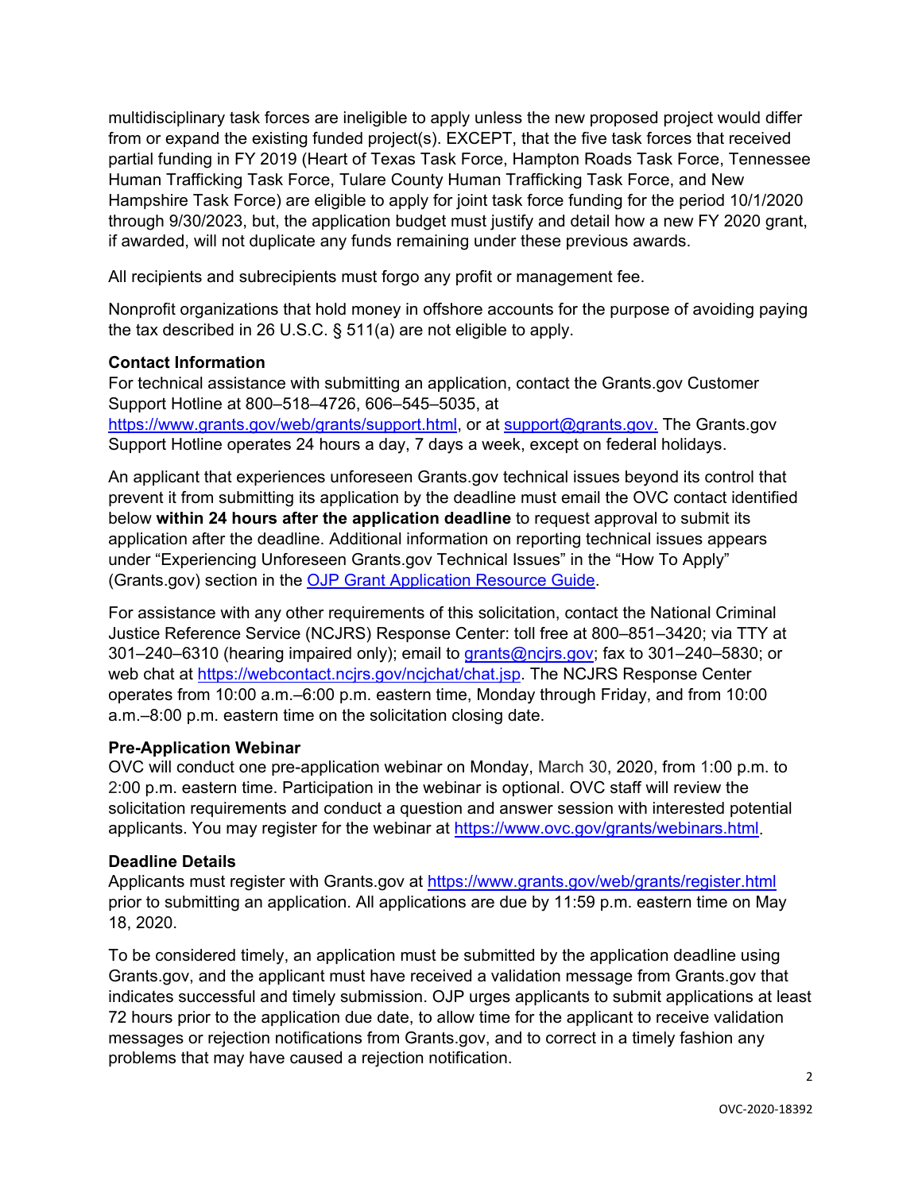multidisciplinary task forces are ineligible to apply unless the new proposed project would differ from or expand the existing funded project(s). EXCEPT, that the five task forces that received partial funding in FY 2019 (Heart of Texas Task Force, Hampton Roads Task Force, Tennessee Human Trafficking Task Force, Tulare County Human Trafficking Task Force, and New Hampshire Task Force) are eligible to apply for joint task force funding for the period 10/1/2020 through 9/30/2023, but, the application budget must justify and detail how a new FY 2020 grant, if awarded, will not duplicate any funds remaining under these previous awards.

All recipients and subrecipients must forgo any profit or management fee.

Nonprofit organizations that hold money in offshore accounts for the purpose of avoiding paying the tax described in 26 U.S.C. § 511(a) are not eligible to apply.

**Contact Information**
For technical assistance with submitting an application, contact the Grants.gov Customer Support Hotline at 800–518–4726, 606–545–5035, at https://www.grants.gov/web/grants/support.html, or at support@grants.gov. The Grants.gov Support Hotline operates 24 hours a day, 7 days a week, except on federal holidays.

An applicant that experiences unforeseen Grants.gov technical issues beyond its control that prevent it from submitting its application by the deadline must email the OVC contact identified below **within 24 hours after the application deadline** to request approval to submit its application after the deadline. Additional information on reporting technical issues appears under "Experiencing Unforeseen Grants.gov Technical Issues" in the "How To Apply" (Grants.gov) section in the OJP Grant Application Resource Guide.

For assistance with any other requirements of this solicitation, contact the National Criminal Justice Reference Service (NCJRS) Response Center: toll free at 800–851–3420; via TTY at 301–240–6310 (hearing impaired only); email to grants@ncjrs.gov; fax to 301–240–5830; or web chat at https://webcontact.ncjrs.gov/ncjchat/chat.jsp. The NCJRS Response Center operates from 10:00 a.m.–6:00 p.m. eastern time, Monday through Friday, and from 10:00 a.m.–8:00 p.m. eastern time on the solicitation closing date.

**Pre-Application Webinar**
OVC will conduct one pre-application webinar on Monday, March 30, 2020, from 1:00 p.m. to 2:00 p.m. eastern time. Participation in the webinar is optional. OVC staff will review the solicitation requirements and conduct a question and answer session with interested potential applicants. You may register for the webinar at https://www.ovc.gov/grants/webinars.html.

**Deadline Details**
Applicants must register with Grants.gov at https://www.grants.gov/web/grants/register.html prior to submitting an application. All applications are due by 11:59 p.m. eastern time on May 18, 2020.

To be considered timely, an application must be submitted by the application deadline using Grants.gov, and the applicant must have received a validation message from Grants.gov that indicates successful and timely submission. OJP urges applicants to submit applications at least 72 hours prior to the application due date, to allow time for the applicant to receive validation messages or rejection notifications from Grants.gov, and to correct in a timely fashion any problems that may have caused a rejection notification.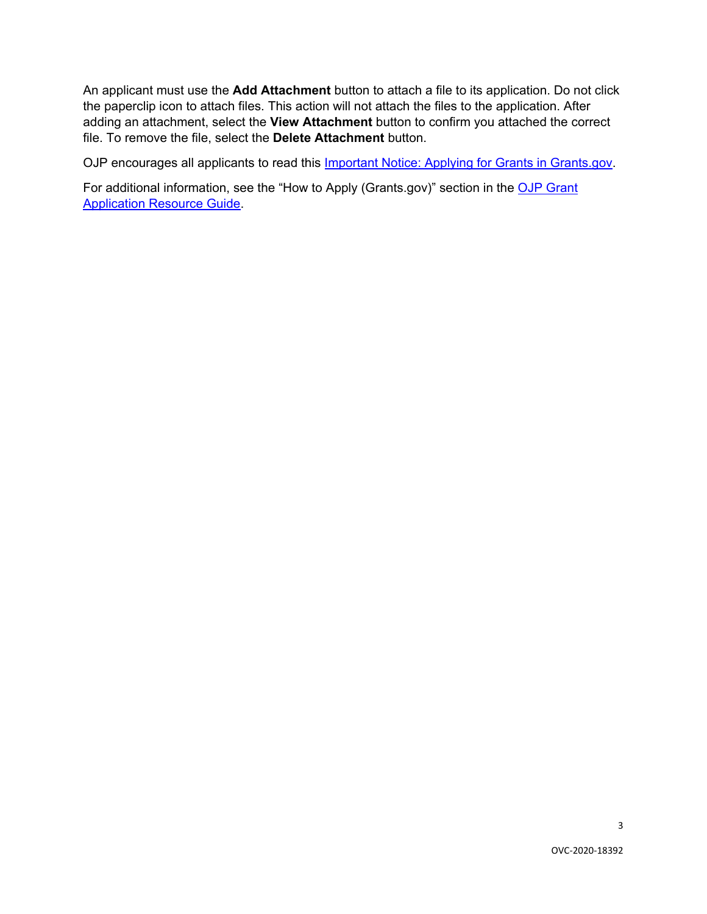An applicant must use the **Add Attachment** button to attach a file to its application. Do not click the paperclip icon to attach files. This action will not attach the files to the application. After adding an attachment, select the **View Attachment** button to confirm you attached the correct file. To remove the file, select the **Delete Attachment** button.

OJP encourages all applicants to read this Important Notice: Applying for Grants in Grants.gov.

For additional information, see the "How to Apply (Grants.gov)" section in the OJP Grant Application Resource Guide.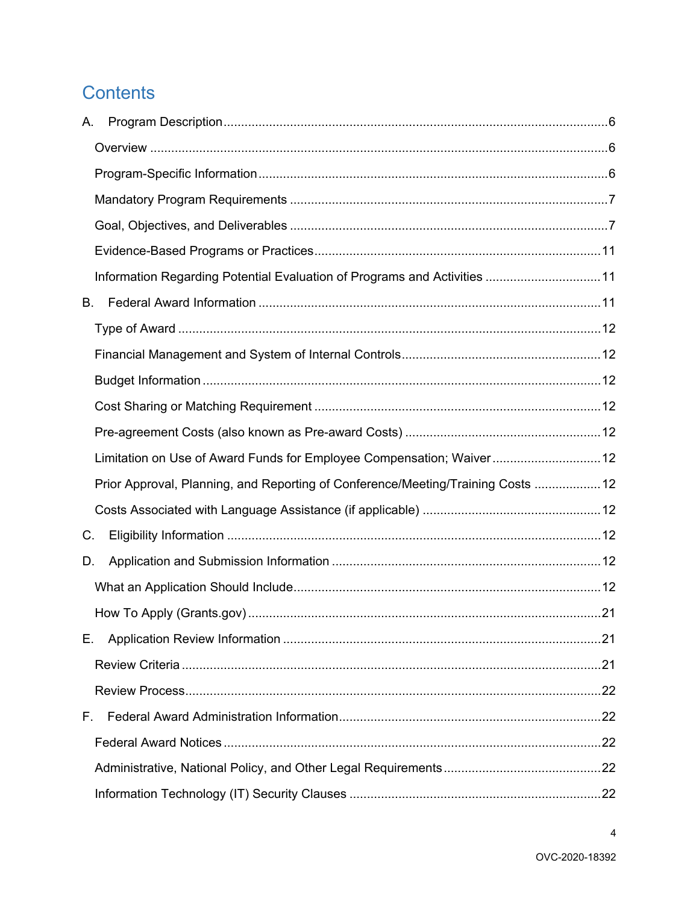# Contents

A. Program Description ..... 6

- Overview ..... 6
- Program-Specific Information ..... 6
- Mandatory Program Requirements ..... 7
- Goal, Objectives, and Deliverables ..... 7
- Evidence-Based Programs or Practices ..... 11
- Information Regarding Potential Evaluation of Programs and Activities ..... 11

B. Federal Award Information ..... 11

- Type of Award ..... 12
- Financial Management and System of Internal Controls ..... 12
- Budget Information ..... 12
- Cost Sharing or Matching Requirement ..... 12
- Pre-agreement Costs (also known as Pre-award Costs) ..... 12
- Limitation on Use of Award Funds for Employee Compensation; Waiver ..... 12
- Prior Approval, Planning, and Reporting of Conference/Meeting/Training Costs ..... 12
- Costs Associated with Language Assistance (if applicable) ..... 12

C. Eligibility Information ..... 12

D. Application and Submission Information ..... 12

- What an Application Should Include ..... 12
- How To Apply (Grants.gov) ..... 21

E. Application Review Information ..... 21

- Review Criteria ..... 21
- Review Process ..... 22

F. Federal Award Administration Information ..... 22

- Federal Award Notices ..... 22
- Administrative, National Policy, and Other Legal Requirements ..... 22
- Information Technology (IT) Security Clauses ..... 22

OVC-2020-18392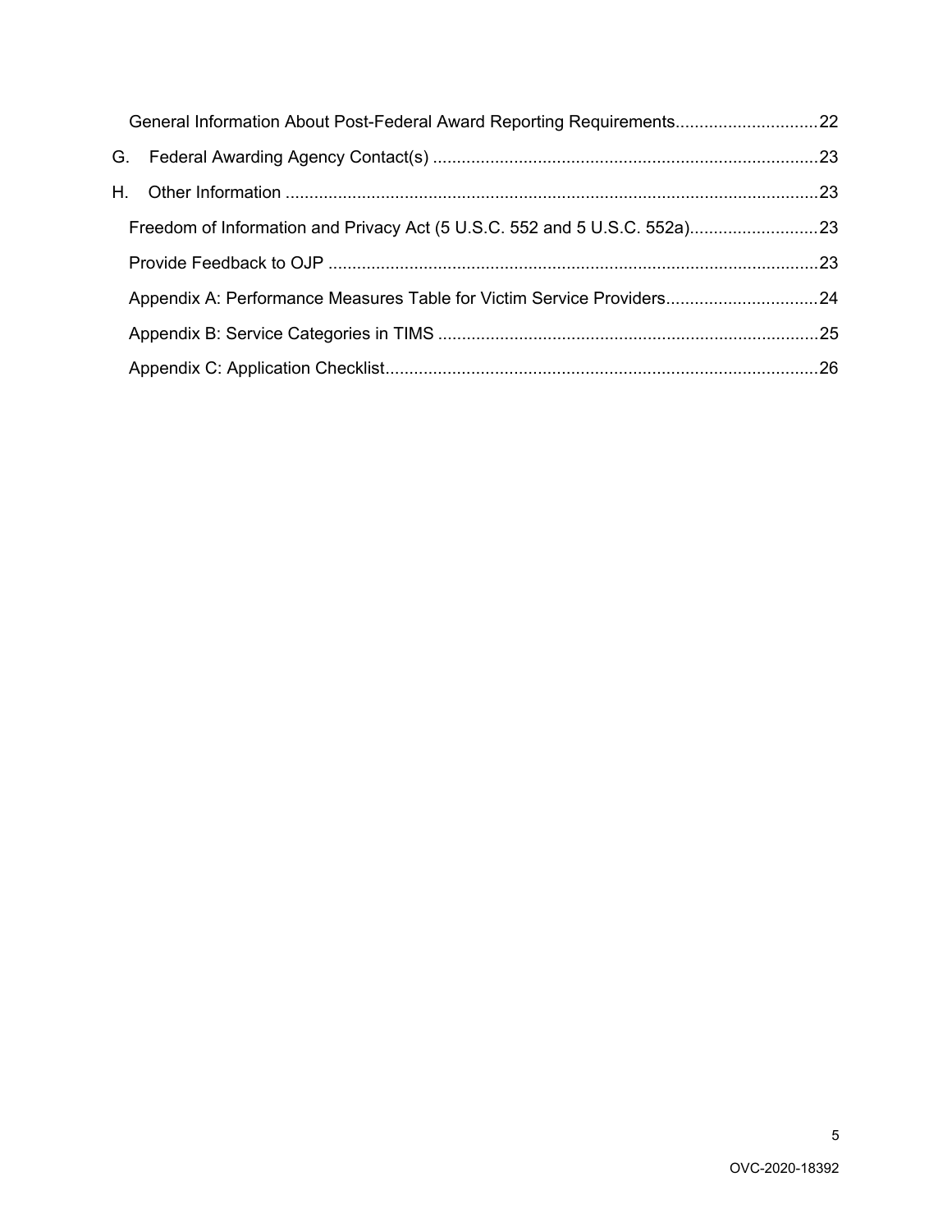General Information About Post-Federal Award Reporting Requirements.............................22

G. Federal Awarding Agency Contact(s) ................................................................................23

H. Other Information ..............................................................................................................23

Freedom of Information and Privacy Act (5 U.S.C. 552 and 5 U.S.C. 552a)..........................23

Provide Feedback to OJP .....................................................................................................23

Appendix A: Performance Measures Table for Victim Service Providers................................24

Appendix B: Service Categories in TIMS ...............................................................................25

Appendix C: Application Checklist..........................................................................................26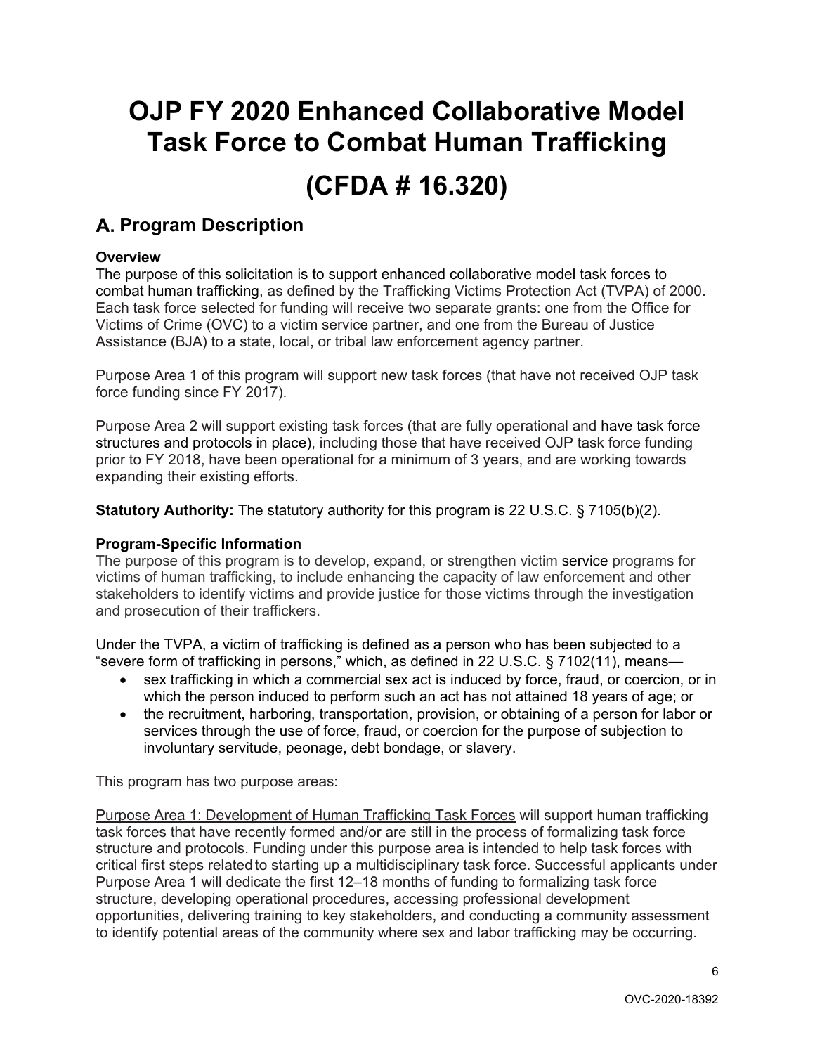# OJP FY 2020 Enhanced Collaborative Model Task Force to Combat Human Trafficking

# (CFDA # 16.320)

## A. Program Description

**Overview**

The purpose of this solicitation is to support enhanced collaborative model task forces to combat human trafficking, as defined by the Trafficking Victims Protection Act (TVPA) of 2000. Each task force selected for funding will receive two separate grants: one from the Office for Victims of Crime (OVC) to a victim service partner, and one from the Bureau of Justice Assistance (BJA) to a state, local, or tribal law enforcement agency partner.

Purpose Area 1 of this program will support new task forces (that have not received OJP task force funding since FY 2017).

Purpose Area 2 will support existing task forces (that are fully operational and have task force structures and protocols in place), including those that have received OJP task force funding prior to FY 2018, have been operational for a minimum of 3 years, and are working towards expanding their existing efforts.

**Statutory Authority:** The statutory authority for this program is 22 U.S.C. § 7105(b)(2).

**Program-Specific Information**

The purpose of this program is to develop, expand, or strengthen victim service programs for victims of human trafficking, to include enhancing the capacity of law enforcement and other stakeholders to identify victims and provide justice for those victims through the investigation and prosecution of their traffickers.

Under the TVPA, a victim of trafficking is defined as a person who has been subjected to a "severe form of trafficking in persons," which, as defined in 22 U.S.C. § 7102(11), means—

- sex trafficking in which a commercial sex act is induced by force, fraud, or coercion, or in which the person induced to perform such an act has not attained 18 years of age; or
- the recruitment, harboring, transportation, provision, or obtaining of a person for labor or services through the use of force, fraud, or coercion for the purpose of subjection to involuntary servitude, peonage, debt bondage, or slavery.

This program has two purpose areas:

Purpose Area 1: Development of Human Trafficking Task Forces will support human trafficking task forces that have recently formed and/or are still in the process of formalizing task force structure and protocols. Funding under this purpose area is intended to help task forces with critical first steps related to starting up a multidisciplinary task force. Successful applicants under Purpose Area 1 will dedicate the first 12–18 months of funding to formalizing task force structure, developing operational procedures, accessing professional development opportunities, delivering training to key stakeholders, and conducting a community assessment to identify potential areas of the community where sex and labor trafficking may be occurring.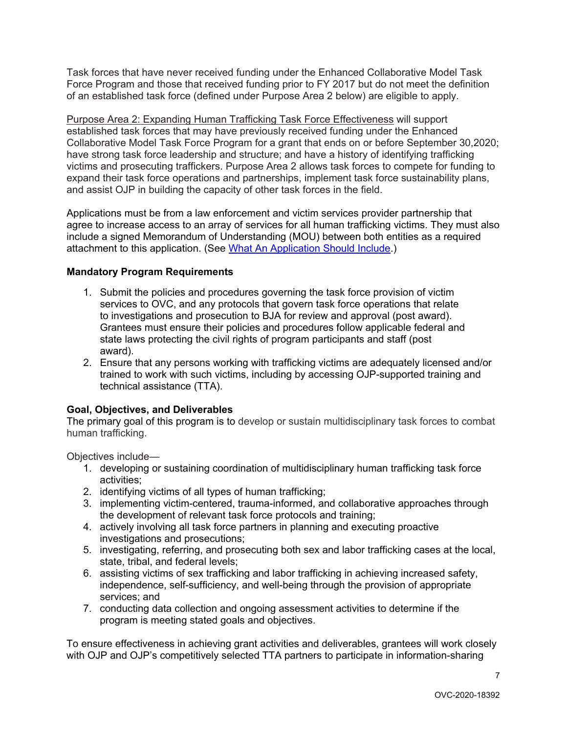Task forces that have never received funding under the Enhanced Collaborative Model Task Force Program and those that received funding prior to FY 2017 but do not meet the definition of an established task force (defined under Purpose Area 2 below) are eligible to apply.

Purpose Area 2: Expanding Human Trafficking Task Force Effectiveness will support established task forces that may have previously received funding under the Enhanced Collaborative Model Task Force Program for a grant that ends on or before September 30,2020; have strong task force leadership and structure; and have a history of identifying trafficking victims and prosecuting traffickers. Purpose Area 2 allows task forces to compete for funding to expand their task force operations and partnerships, implement task force sustainability plans, and assist OJP in building the capacity of other task forces in the field.

Applications must be from a law enforcement and victim services provider partnership that agree to increase access to an array of services for all human trafficking victims. They must also include a signed Memorandum of Understanding (MOU) between both entities as a required attachment to this application. (See What An Application Should Include.)

**Mandatory Program Requirements**

1. Submit the policies and procedures governing the task force provision of victim services to OVC, and any protocols that govern task force operations that relate to investigations and prosecution to BJA for review and approval (post award). Grantees must ensure their policies and procedures follow applicable federal and state laws protecting the civil rights of program participants and staff (post award).
2. Ensure that any persons working with trafficking victims are adequately licensed and/or trained to work with such victims, including by accessing OJP-supported training and technical assistance (TTA).

**Goal, Objectives, and Deliverables**

The primary goal of this program is to develop or sustain multidisciplinary task forces to combat human trafficking.

Objectives include—

1. developing or sustaining coordination of multidisciplinary human trafficking task force activities;
2. identifying victims of all types of human trafficking;
3. implementing victim-centered, trauma-informed, and collaborative approaches through the development of relevant task force protocols and training;
4. actively involving all task force partners in planning and executing proactive investigations and prosecutions;
5. investigating, referring, and prosecuting both sex and labor trafficking cases at the local, state, tribal, and federal levels;
6. assisting victims of sex trafficking and labor trafficking in achieving increased safety, independence, self-sufficiency, and well-being through the provision of appropriate services; and
7. conducting data collection and ongoing assessment activities to determine if the program is meeting stated goals and objectives.

To ensure effectiveness in achieving grant activities and deliverables, grantees will work closely with OJP and OJP's competitively selected TTA partners to participate in information-sharing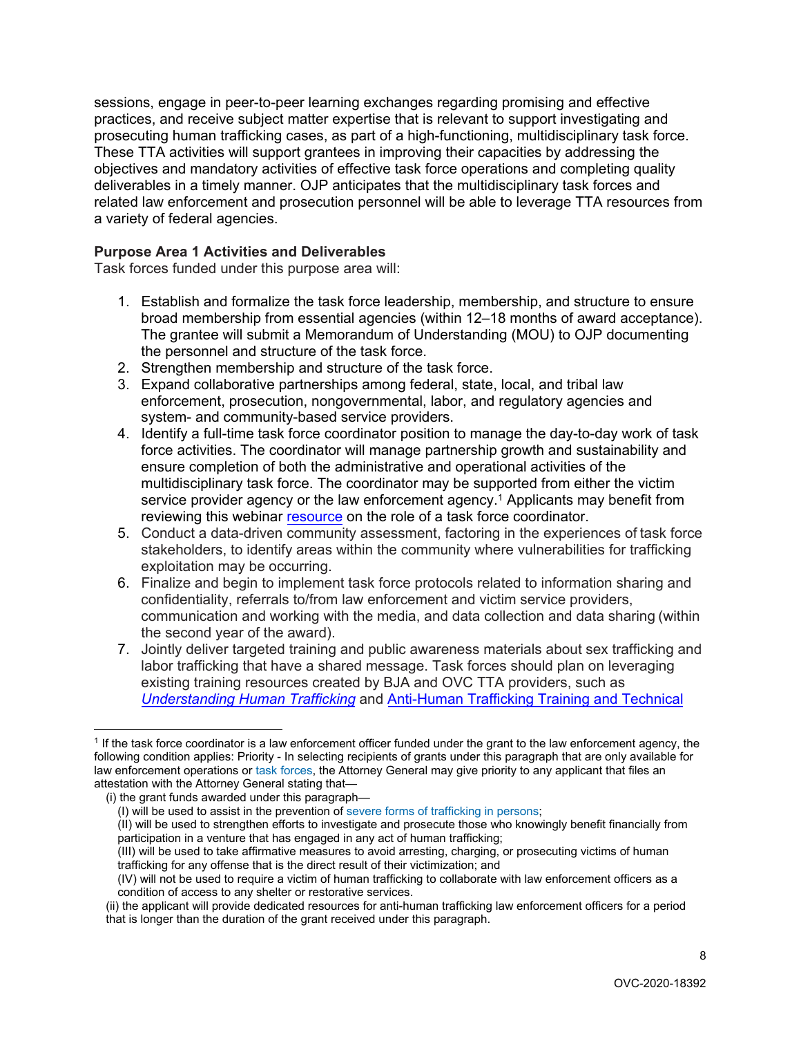sessions, engage in peer-to-peer learning exchanges regarding promising and effective practices, and receive subject matter expertise that is relevant to support investigating and prosecuting human trafficking cases, as part of a high-functioning, multidisciplinary task force. These TTA activities will support grantees in improving their capacities by addressing the objectives and mandatory activities of effective task force operations and completing quality deliverables in a timely manner. OJP anticipates that the multidisciplinary task forces and related law enforcement and prosecution personnel will be able to leverage TTA resources from a variety of federal agencies.

**Purpose Area 1 Activities and Deliverables**

Task forces funded under this purpose area will:

1. Establish and formalize the task force leadership, membership, and structure to ensure broad membership from essential agencies (within 12–18 months of award acceptance). The grantee will submit a Memorandum of Understanding (MOU) to OJP documenting the personnel and structure of the task force.
2. Strengthen membership and structure of the task force.
3. Expand collaborative partnerships among federal, state, local, and tribal law enforcement, prosecution, nongovernmental, labor, and regulatory agencies and system- and community-based service providers.
4. Identify a full-time task force coordinator position to manage the day-to-day work of task force activities. The coordinator will manage partnership growth and sustainability and ensure completion of both the administrative and operational activities of the multidisciplinary task force. The coordinator may be supported from either the victim service provider agency or the law enforcement agency.[1] Applicants may benefit from reviewing this webinar resource on the role of a task force coordinator.
5. Conduct a data-driven community assessment, factoring in the experiences of task force stakeholders, to identify areas within the community where vulnerabilities for trafficking exploitation may be occurring.
6. Finalize and begin to implement task force protocols related to information sharing and confidentiality, referrals to/from law enforcement and victim service providers, communication and working with the media, and data collection and data sharing (within the second year of the award).
7. Jointly deliver targeted training and public awareness materials about sex trafficking and labor trafficking that have a shared message. Task forces should plan on leveraging existing training resources created by BJA and OVC TTA providers, such as *Understanding Human Trafficking* and Anti-Human Trafficking Training and Technical

---

[1] If the task force coordinator is a law enforcement officer funded under the grant to the law enforcement agency, the following condition applies: Priority - In selecting recipients of grants under this paragraph that are only available for law enforcement operations or task forces, the Attorney General may give priority to any applicant that files an attestation with the Attorney General stating that—

(i) the grant funds awarded under this paragraph—

(I) will be used to assist in the prevention of severe forms of trafficking in persons;

(II) will be used to strengthen efforts to investigate and prosecute those who knowingly benefit financially from participation in a venture that has engaged in any act of human trafficking;

(III) will be used to take affirmative measures to avoid arresting, charging, or prosecuting victims of human trafficking for any offense that is the direct result of their victimization; and

(IV) will not be used to require a victim of human trafficking to collaborate with law enforcement officers as a condition of access to any shelter or restorative services.

(ii) the applicant will provide dedicated resources for anti-human trafficking law enforcement officers for a period that is longer than the duration of the grant received under this paragraph.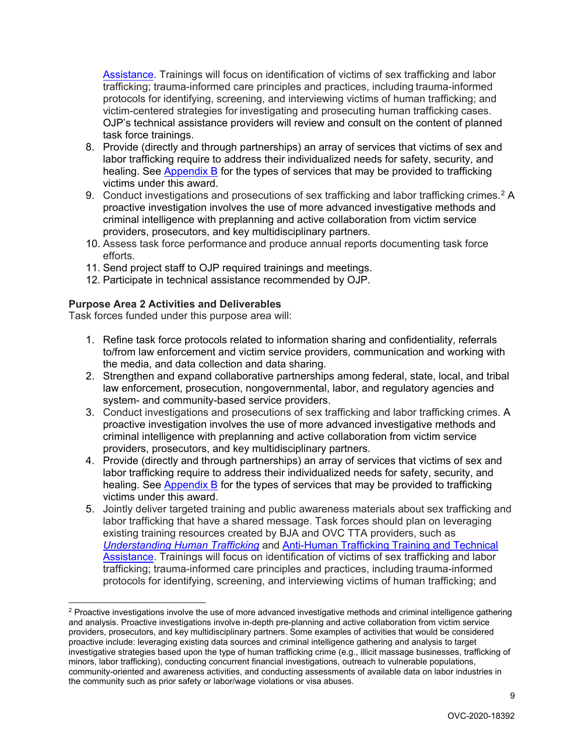Assistance. Trainings will focus on identification of victims of sex trafficking and labor trafficking; trauma-informed care principles and practices, including trauma-informed protocols for identifying, screening, and interviewing victims of human trafficking; and victim-centered strategies for investigating and prosecuting human trafficking cases. OJP's technical assistance providers will review and consult on the content of planned task force trainings.

8. Provide (directly and through partnerships) an array of services that victims of sex and labor trafficking require to address their individualized needs for safety, security, and healing. See Appendix B for the types of services that may be provided to trafficking victims under this award.
9. Conduct investigations and prosecutions of sex trafficking and labor trafficking crimes.[2] A proactive investigation involves the use of more advanced investigative methods and criminal intelligence with preplanning and active collaboration from victim service providers, prosecutors, and key multidisciplinary partners.
10. Assess task force performance and produce annual reports documenting task force efforts.
11. Send project staff to OJP required trainings and meetings.
12. Participate in technical assistance recommended by OJP.

**Purpose Area 2 Activities and Deliverables**

Task forces funded under this purpose area will:

1. Refine task force protocols related to information sharing and confidentiality, referrals to/from law enforcement and victim service providers, communication and working with the media, and data collection and data sharing.
2. Strengthen and expand collaborative partnerships among federal, state, local, and tribal law enforcement, prosecution, nongovernmental, labor, and regulatory agencies and system- and community-based service providers.
3. Conduct investigations and prosecutions of sex trafficking and labor trafficking crimes. A proactive investigation involves the use of more advanced investigative methods and criminal intelligence with preplanning and active collaboration from victim service providers, prosecutors, and key multidisciplinary partners.
4. Provide (directly and through partnerships) an array of services that victims of sex and labor trafficking require to address their individualized needs for safety, security, and healing. See Appendix B for the types of services that may be provided to trafficking victims under this award.
5. Jointly deliver targeted training and public awareness materials about sex trafficking and labor trafficking that have a shared message. Task forces should plan on leveraging existing training resources created by BJA and OVC TTA providers, such as *Understanding Human Trafficking* and Anti-Human Trafficking Training and Technical Assistance. Trainings will focus on identification of victims of sex trafficking and labor trafficking; trauma-informed care principles and practices, including trauma-informed protocols for identifying, screening, and interviewing victims of human trafficking; and

[2] Proactive investigations involve the use of more advanced investigative methods and criminal intelligence gathering and analysis. Proactive investigations involve in-depth pre-planning and active collaboration from victim service providers, prosecutors, and key multidisciplinary partners. Some examples of activities that would be considered proactive include: leveraging existing data sources and criminal intelligence gathering and analysis to target investigative strategies based upon the type of human trafficking crime (e.g., illicit massage businesses, trafficking of minors, labor trafficking), conducting concurrent financial investigations, outreach to vulnerable populations, community-oriented and awareness activities, and conducting assessments of available data on labor industries in the community such as prior safety or labor/wage violations or visa abuses.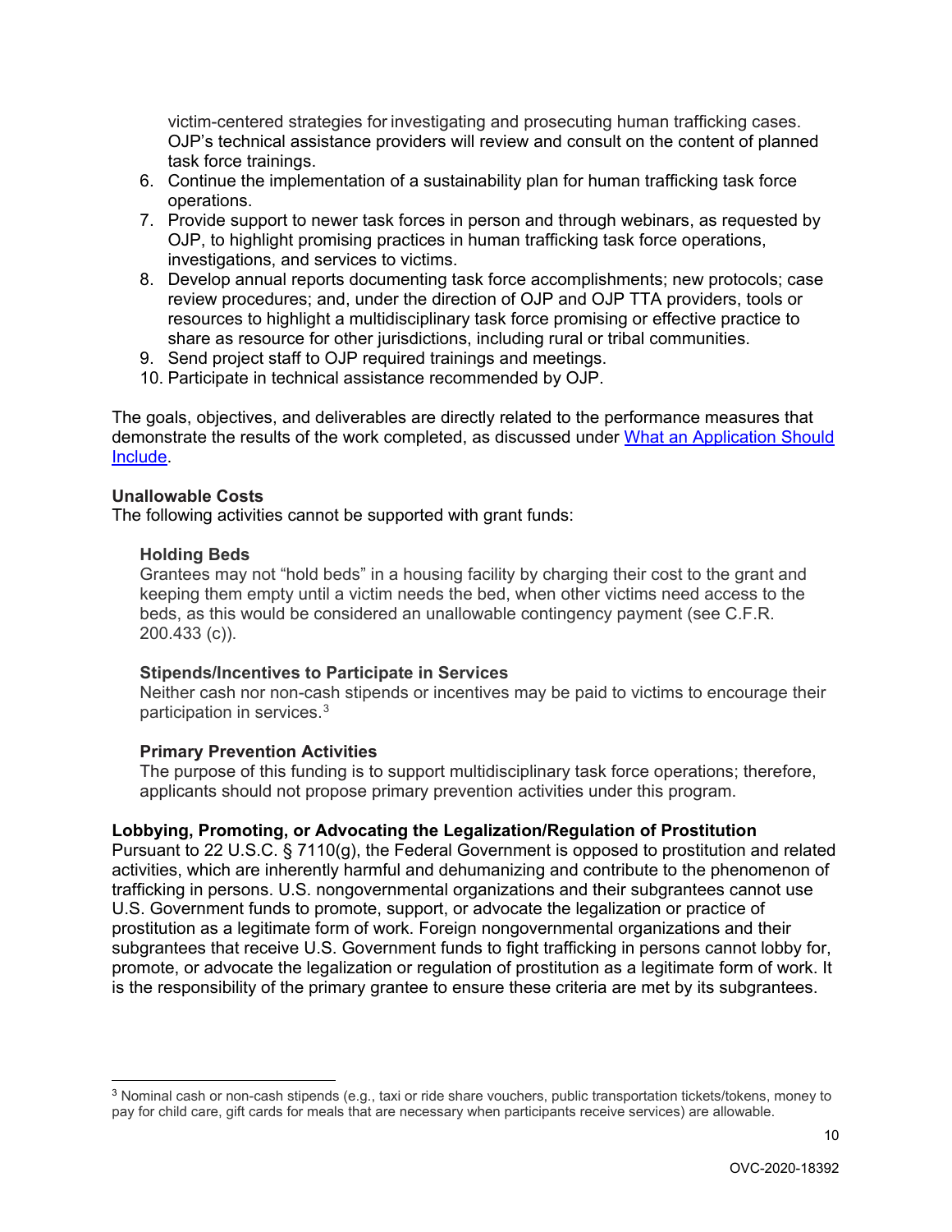victim-centered strategies for investigating and prosecuting human trafficking cases. OJP's technical assistance providers will review and consult on the content of planned task force trainings.

6. Continue the implementation of a sustainability plan for human trafficking task force operations.
7. Provide support to newer task forces in person and through webinars, as requested by OJP, to highlight promising practices in human trafficking task force operations, investigations, and services to victims.
8. Develop annual reports documenting task force accomplishments; new protocols; case review procedures; and, under the direction of OJP and OJP TTA providers, tools or resources to highlight a multidisciplinary task force promising or effective practice to share as resource for other jurisdictions, including rural or tribal communities.
9. Send project staff to OJP required trainings and meetings.
10. Participate in technical assistance recommended by OJP.

The goals, objectives, and deliverables are directly related to the performance measures that demonstrate the results of the work completed, as discussed under What an Application Should Include.

**Unallowable Costs**
The following activities cannot be supported with grant funds:

**Holding Beds**
Grantees may not "hold beds" in a housing facility by charging their cost to the grant and keeping them empty until a victim needs the bed, when other victims need access to the beds, as this would be considered an unallowable contingency payment (see C.F.R. 200.433 (c)).

**Stipends/Incentives to Participate in Services**
Neither cash nor non-cash stipends or incentives may be paid to victims to encourage their participation in services.[3]

**Primary Prevention Activities**
The purpose of this funding is to support multidisciplinary task force operations; therefore, applicants should not propose primary prevention activities under this program.

**Lobbying, Promoting, or Advocating the Legalization/Regulation of Prostitution**
Pursuant to 22 U.S.C. § 7110(g), the Federal Government is opposed to prostitution and related activities, which are inherently harmful and dehumanizing and contribute to the phenomenon of trafficking in persons. U.S. nongovernmental organizations and their subgrantees cannot use U.S. Government funds to promote, support, or advocate the legalization or practice of prostitution as a legitimate form of work. Foreign nongovernmental organizations and their subgrantees that receive U.S. Government funds to fight trafficking in persons cannot lobby for, promote, or advocate the legalization or regulation of prostitution as a legitimate form of work. It is the responsibility of the primary grantee to ensure these criteria are met by its subgrantees.

[3] Nominal cash or non-cash stipends (e.g., taxi or ride share vouchers, public transportation tickets/tokens, money to pay for child care, gift cards for meals that are necessary when participants receive services) are allowable.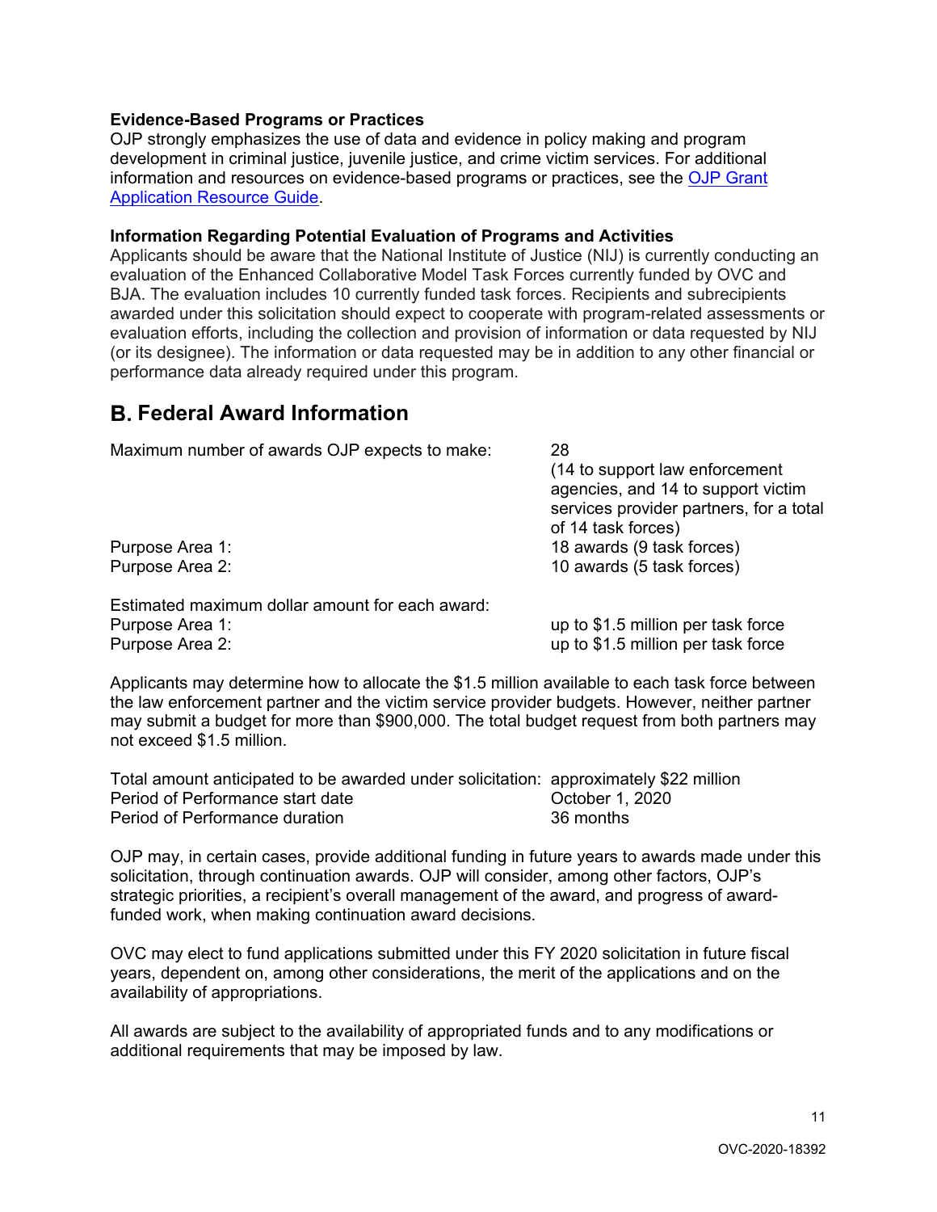**Evidence-Based Programs or Practices**
OJP strongly emphasizes the use of data and evidence in policy making and program development in criminal justice, juvenile justice, and crime victim services. For additional information and resources on evidence-based programs or practices, see the [OJP Grant Application Resource Guide](OJP Grant Application Resource Guide).

**Information Regarding Potential Evaluation of Programs and Activities**
Applicants should be aware that the National Institute of Justice (NIJ) is currently conducting an evaluation of the Enhanced Collaborative Model Task Forces currently funded by OVC and BJA. The evaluation includes 10 currently funded task forces. Recipients and subrecipients awarded under this solicitation should expect to cooperate with program-related assessments or evaluation efforts, including the collection and provision of information or data requested by NIJ (or its designee). The information or data requested may be in addition to any other financial or performance data already required under this program.

## B. Federal Award Information

| | |
|---|---|
| Maximum number of awards OJP expects to make: | 28 (14 to support law enforcement agencies, and 14 to support victim services provider partners, for a total of 14 task forces) |
| Purpose Area 1: | 18 awards (9 task forces) |
| Purpose Area 2: | 10 awards (5 task forces) |
| Estimated maximum dollar amount for each award: | |
| Purpose Area 1: | up to $1.5 million per task force |
| Purpose Area 2: | up to $1.5 million per task force |

Applicants may determine how to allocate the $1.5 million available to each task force between the law enforcement partner and the victim service provider budgets. However, neither partner may submit a budget for more than $900,000. The total budget request from both partners may not exceed $1.5 million.

| | |
|---|---|
| Total amount anticipated to be awarded under solicitation: | approximately $22 million |
| Period of Performance start date | October 1, 2020 |
| Period of Performance duration | 36 months |

OJP may, in certain cases, provide additional funding in future years to awards made under this solicitation, through continuation awards. OJP will consider, among other factors, OJP's strategic priorities, a recipient's overall management of the award, and progress of award-funded work, when making continuation award decisions.

OVC may elect to fund applications submitted under this FY 2020 solicitation in future fiscal years, dependent on, among other considerations, the merit of the applications and on the availability of appropriations.

All awards are subject to the availability of appropriated funds and to any modifications or additional requirements that may be imposed by law.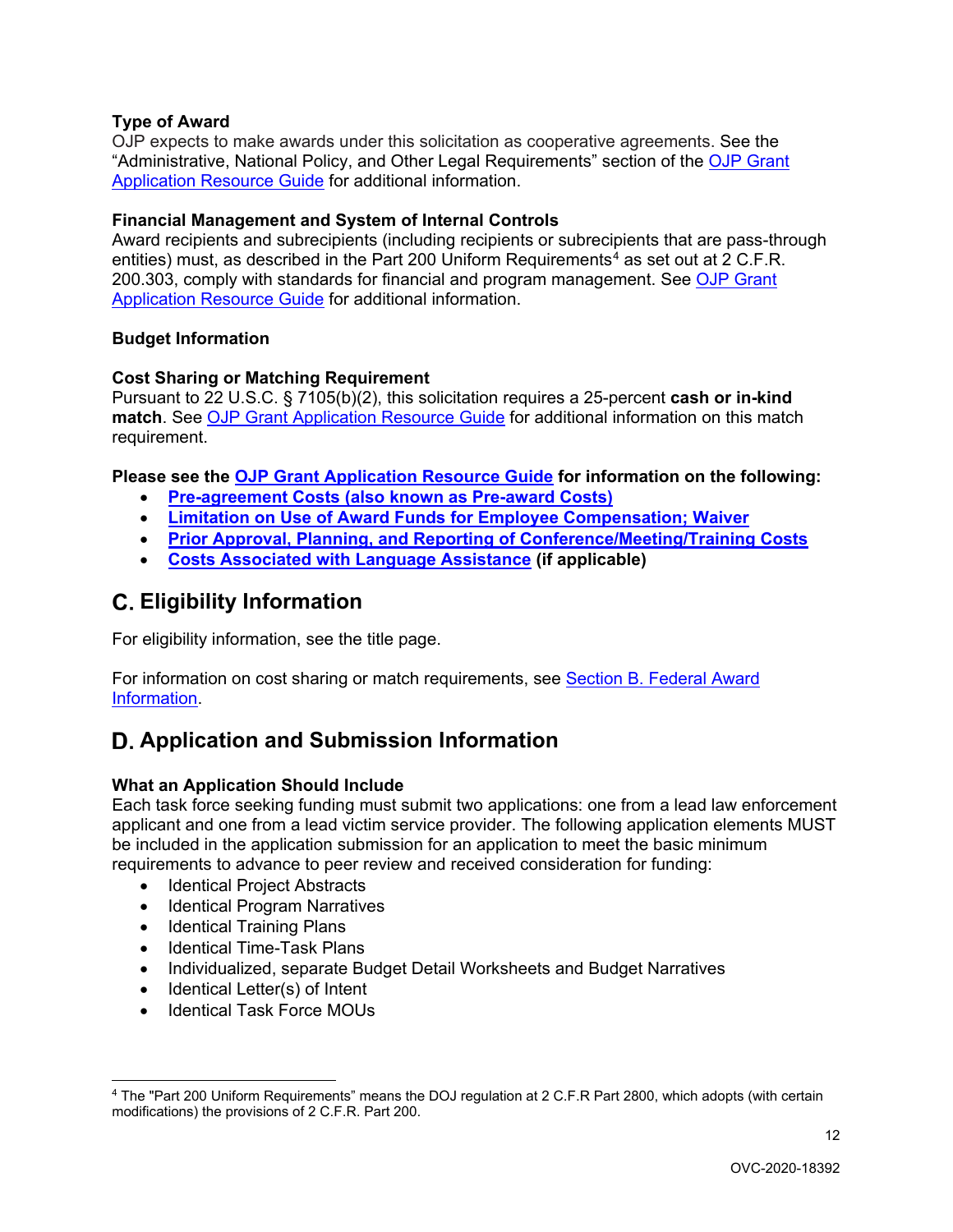**Type of Award**
OJP expects to make awards under this solicitation as cooperative agreements. See the "Administrative, National Policy, and Other Legal Requirements" section of the OJP Grant Application Resource Guide for additional information.

**Financial Management and System of Internal Controls**
Award recipients and subrecipients (including recipients or subrecipients that are pass-through entities) must, as described in the Part 200 Uniform Requirements[4] as set out at 2 C.F.R. 200.303, comply with standards for financial and program management. See OJP Grant Application Resource Guide for additional information.

**Budget Information**

**Cost Sharing or Matching Requirement**
Pursuant to 22 U.S.C. § 7105(b)(2), this solicitation requires a 25-percent **cash or in-kind match**. See OJP Grant Application Resource Guide for additional information on this match requirement.

**Please see the OJP Grant Application Resource Guide for information on the following:**

- **Pre-agreement Costs (also known as Pre-award Costs)**
- **Limitation on Use of Award Funds for Employee Compensation; Waiver**
- **Prior Approval, Planning, and Reporting of Conference/Meeting/Training Costs**
- **Costs Associated with Language Assistance (if applicable)**

## C. Eligibility Information

For eligibility information, see the title page.

For information on cost sharing or match requirements, see Section B. Federal Award Information.

## D. Application and Submission Information

**What an Application Should Include**
Each task force seeking funding must submit two applications: one from a lead law enforcement applicant and one from a lead victim service provider. The following application elements MUST be included in the application submission for an application to meet the basic minimum requirements to advance to peer review and received consideration for funding:

- Identical Project Abstracts
- Identical Program Narratives
- Identical Training Plans
- Identical Time-Task Plans
- Individualized, separate Budget Detail Worksheets and Budget Narratives
- Identical Letter(s) of Intent
- Identical Task Force MOUs

[4] The "Part 200 Uniform Requirements" means the DOJ regulation at 2 C.F.R Part 2800, which adopts (with certain modifications) the provisions of 2 C.F.R. Part 200.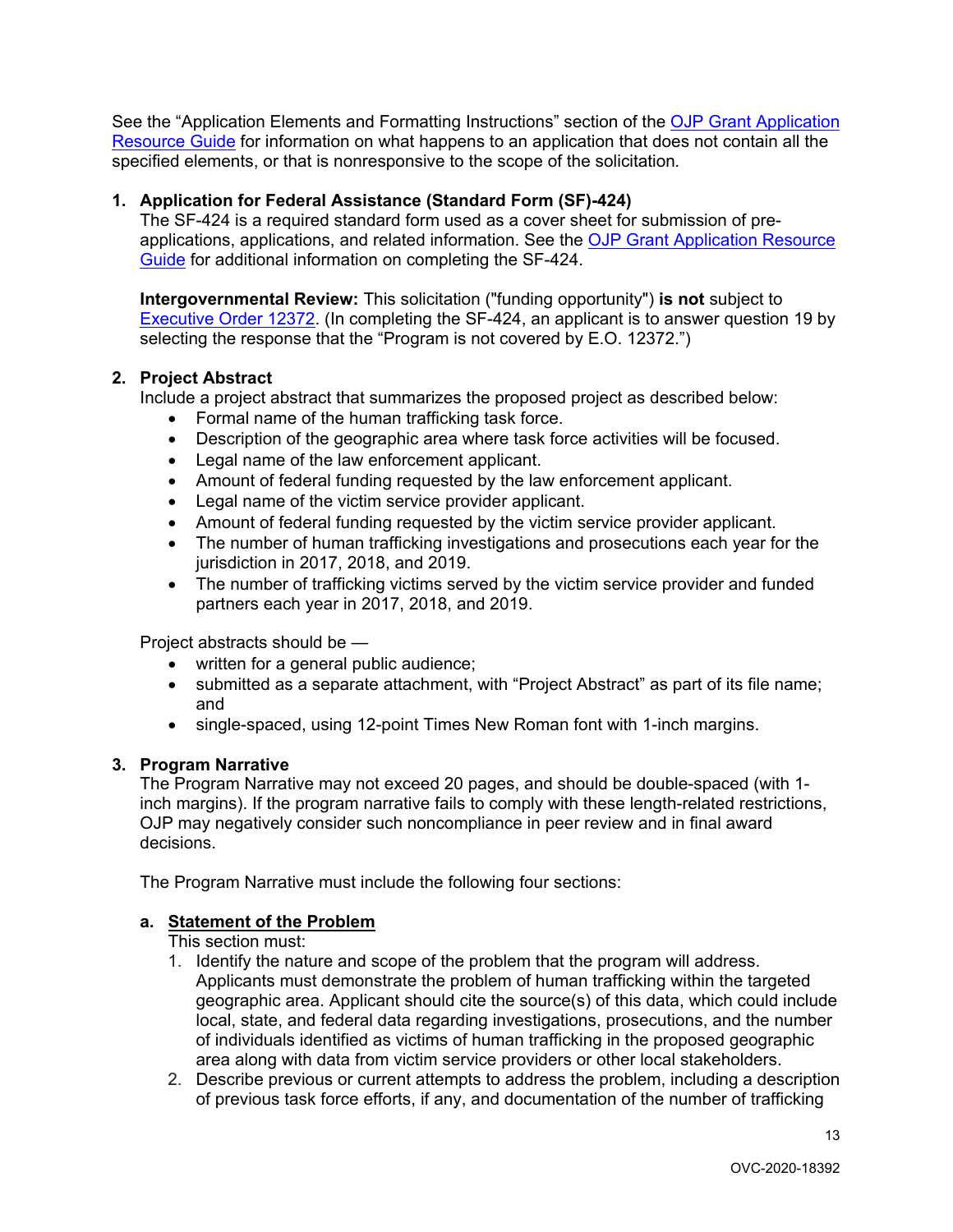See the "Application Elements and Formatting Instructions" section of the OJP Grant Application Resource Guide for information on what happens to an application that does not contain all the specified elements, or that is nonresponsive to the scope of the solicitation.

**1. Application for Federal Assistance (Standard Form (SF)-424)**

The SF-424 is a required standard form used as a cover sheet for submission of pre-applications, applications, and related information. See the OJP Grant Application Resource Guide for additional information on completing the SF-424.

**Intergovernmental Review:** This solicitation ("funding opportunity") **is not** subject to Executive Order 12372. (In completing the SF-424, an applicant is to answer question 19 by selecting the response that the "Program is not covered by E.O. 12372.")

**2. Project Abstract**

Include a project abstract that summarizes the proposed project as described below:

- Formal name of the human trafficking task force.
- Description of the geographic area where task force activities will be focused.
- Legal name of the law enforcement applicant.
- Amount of federal funding requested by the law enforcement applicant.
- Legal name of the victim service provider applicant.
- Amount of federal funding requested by the victim service provider applicant.
- The number of human trafficking investigations and prosecutions each year for the jurisdiction in 2017, 2018, and 2019.
- The number of trafficking victims served by the victim service provider and funded partners each year in 2017, 2018, and 2019.

Project abstracts should be —

- written for a general public audience;
- submitted as a separate attachment, with "Project Abstract" as part of its file name; and
- single-spaced, using 12-point Times New Roman font with 1-inch margins.

**3. Program Narrative**

The Program Narrative may not exceed 20 pages, and should be double-spaced (with 1-inch margins). If the program narrative fails to comply with these length-related restrictions, OJP may negatively consider such noncompliance in peer review and in final award decisions.

The Program Narrative must include the following four sections:

**a. Statement of the Problem**

This section must:

1. Identify the nature and scope of the problem that the program will address. Applicants must demonstrate the problem of human trafficking within the targeted geographic area. Applicant should cite the source(s) of this data, which could include local, state, and federal data regarding investigations, prosecutions, and the number of individuals identified as victims of human trafficking in the proposed geographic area along with data from victim service providers or other local stakeholders.
2. Describe previous or current attempts to address the problem, including a description of previous task force efforts, if any, and documentation of the number of trafficking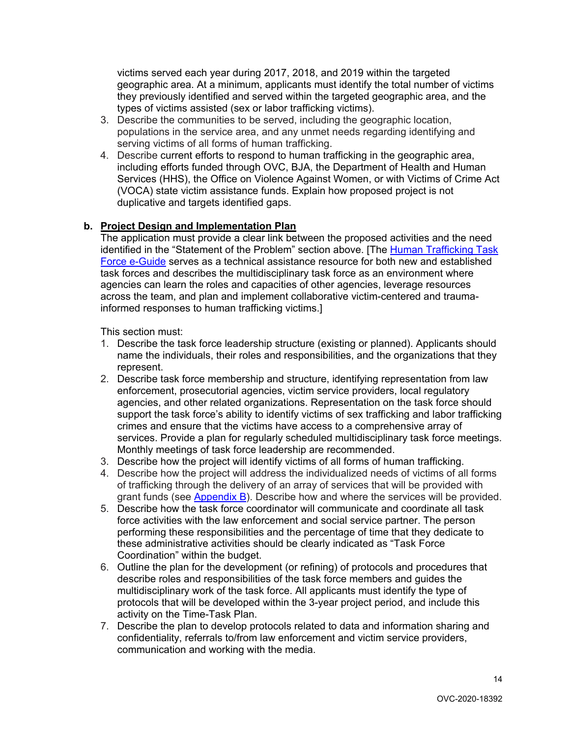victims served each year during 2017, 2018, and 2019 within the targeted geographic area. At a minimum, applicants must identify the total number of victims they previously identified and served within the targeted geographic area, and the types of victims assisted (sex or labor trafficking victims).

3. Describe the communities to be served, including the geographic location, populations in the service area, and any unmet needs regarding identifying and serving victims of all forms of human trafficking.
4. Describe current efforts to respond to human trafficking in the geographic area, including efforts funded through OVC, BJA, the Department of Health and Human Services (HHS), the Office on Violence Against Women, or with Victims of Crime Act (VOCA) state victim assistance funds. Explain how proposed project is not duplicative and targets identified gaps.

**b. Project Design and Implementation Plan**

The application must provide a clear link between the proposed activities and the need identified in the "Statement of the Problem" section above. [The Human Trafficking Task Force e-Guide serves as a technical assistance resource for both new and established task forces and describes the multidisciplinary task force as an environment where agencies can learn the roles and capacities of other agencies, leverage resources across the team, and plan and implement collaborative victim-centered and trauma-informed responses to human trafficking victims.]

This section must:

1. Describe the task force leadership structure (existing or planned). Applicants should name the individuals, their roles and responsibilities, and the organizations that they represent.
2. Describe task force membership and structure, identifying representation from law enforcement, prosecutorial agencies, victim service providers, local regulatory agencies, and other related organizations. Representation on the task force should support the task force's ability to identify victims of sex trafficking and labor trafficking crimes and ensure that the victims have access to a comprehensive array of services. Provide a plan for regularly scheduled multidisciplinary task force meetings. Monthly meetings of task force leadership are recommended.
3. Describe how the project will identify victims of all forms of human trafficking.
4. Describe how the project will address the individualized needs of victims of all forms of trafficking through the delivery of an array of services that will be provided with grant funds (see Appendix B). Describe how and where the services will be provided.
5. Describe how the task force coordinator will communicate and coordinate all task force activities with the law enforcement and social service partner. The person performing these responsibilities and the percentage of time that they dedicate to these administrative activities should be clearly indicated as "Task Force Coordination" within the budget.
6. Outline the plan for the development (or refining) of protocols and procedures that describe roles and responsibilities of the task force members and guides the multidisciplinary work of the task force. All applicants must identify the type of protocols that will be developed within the 3-year project period, and include this activity on the Time-Task Plan.
7. Describe the plan to develop protocols related to data and information sharing and confidentiality, referrals to/from law enforcement and victim service providers, communication and working with the media.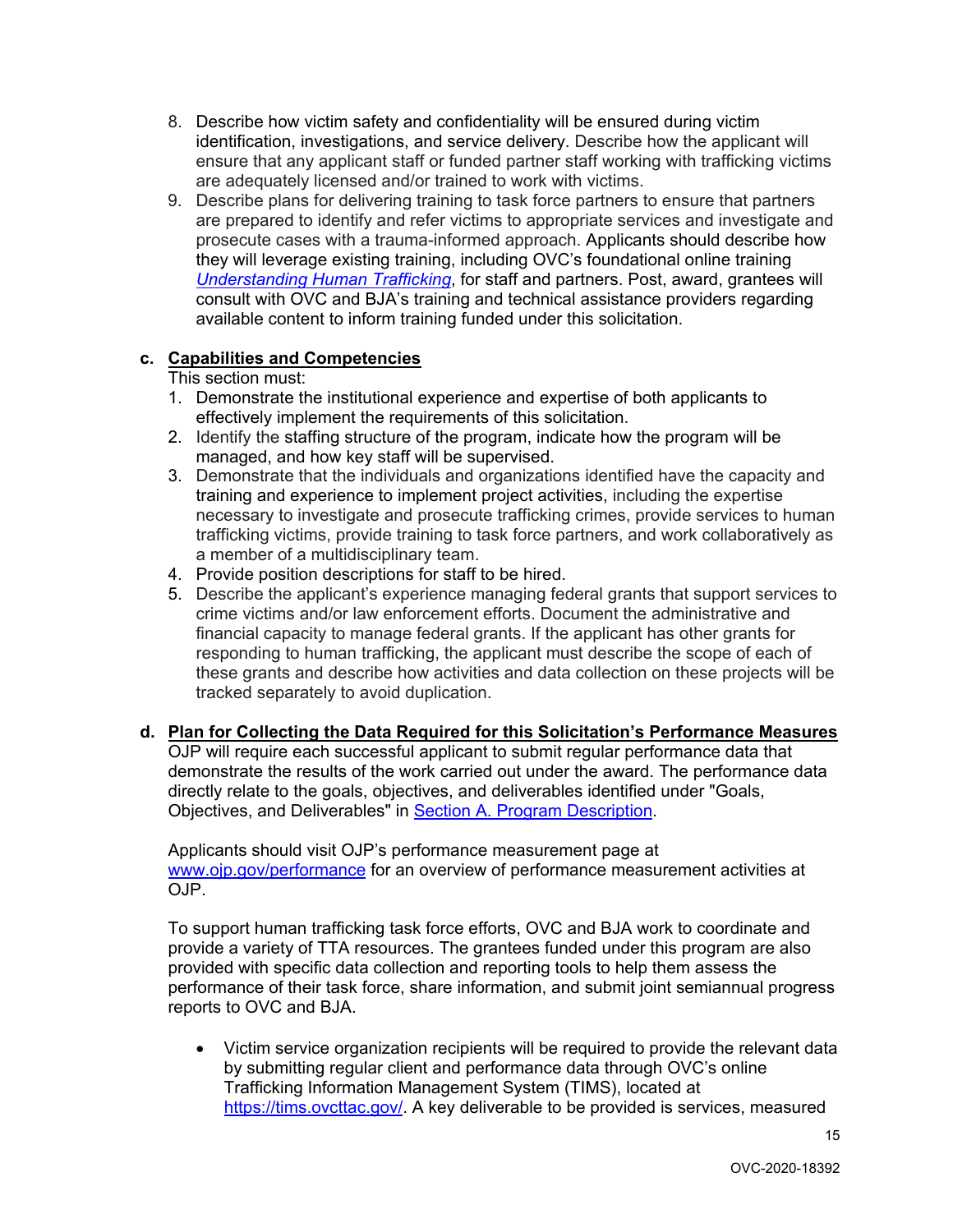8. Describe how victim safety and confidentiality will be ensured during victim identification, investigations, and service delivery. Describe how the applicant will ensure that any applicant staff or funded partner staff working with trafficking victims are adequately licensed and/or trained to work with victims.
9. Describe plans for delivering training to task force partners to ensure that partners are prepared to identify and refer victims to appropriate services and investigate and prosecute cases with a trauma-informed approach. Applicants should describe how they will leverage existing training, including OVC's foundational online training *Understanding Human Trafficking*, for staff and partners. Post, award, grantees will consult with OVC and BJA's training and technical assistance providers regarding available content to inform training funded under this solicitation.

**c. Capabilities and Competencies**

This section must:

1. Demonstrate the institutional experience and expertise of both applicants to effectively implement the requirements of this solicitation.
2. Identify the staffing structure of the program, indicate how the program will be managed, and how key staff will be supervised.
3. Demonstrate that the individuals and organizations identified have the capacity and training and experience to implement project activities, including the expertise necessary to investigate and prosecute trafficking crimes, provide services to human trafficking victims, provide training to task force partners, and work collaboratively as a member of a multidisciplinary team.
4. Provide position descriptions for staff to be hired.
5. Describe the applicant's experience managing federal grants that support services to crime victims and/or law enforcement efforts. Document the administrative and financial capacity to manage federal grants. If the applicant has other grants for responding to human trafficking, the applicant must describe the scope of each of these grants and describe how activities and data collection on these projects will be tracked separately to avoid duplication.

**d. Plan for Collecting the Data Required for this Solicitation's Performance Measures**

OJP will require each successful applicant to submit regular performance data that demonstrate the results of the work carried out under the award. The performance data directly relate to the goals, objectives, and deliverables identified under "Goals, Objectives, and Deliverables" in Section A. Program Description.

Applicants should visit OJP's performance measurement page at www.ojp.gov/performance for an overview of performance measurement activities at OJP.

To support human trafficking task force efforts, OVC and BJA work to coordinate and provide a variety of TTA resources. The grantees funded under this program are also provided with specific data collection and reporting tools to help them assess the performance of their task force, share information, and submit joint semiannual progress reports to OVC and BJA.

- Victim service organization recipients will be required to provide the relevant data by submitting regular client and performance data through OVC's online Trafficking Information Management System (TIMS), located at https://tims.ovcttac.gov/. A key deliverable to be provided is services, measured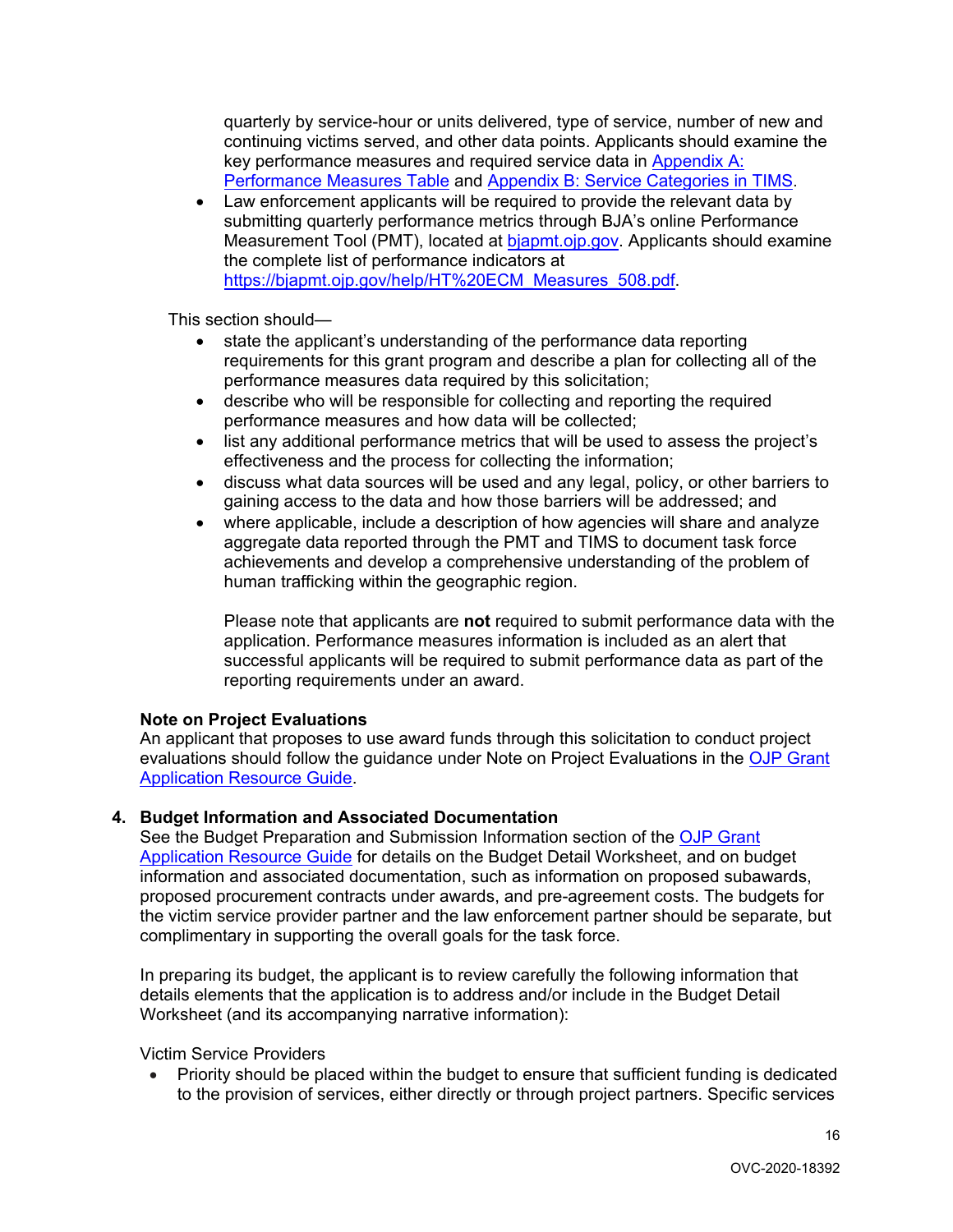quarterly by service-hour or units delivered, type of service, number of new and continuing victims served, and other data points. Applicants should examine the key performance measures and required service data in [Appendix A: Performance Measures Table](#) and [Appendix B: Service Categories in TIMS](#).

- Law enforcement applicants will be required to provide the relevant data by submitting quarterly performance metrics through BJA's online Performance Measurement Tool (PMT), located at [bjapmt.ojp.gov](https://bjapmt.ojp.gov). Applicants should examine the complete list of performance indicators at [https://bjapmt.ojp.gov/help/HT%20ECM_Measures_508.pdf](https://bjapmt.ojp.gov/help/HT%20ECM_Measures_508.pdf).

This section should—

- state the applicant's understanding of the performance data reporting requirements for this grant program and describe a plan for collecting all of the performance measures data required by this solicitation;
- describe who will be responsible for collecting and reporting the required performance measures and how data will be collected;
- list any additional performance metrics that will be used to assess the project's effectiveness and the process for collecting the information;
- discuss what data sources will be used and any legal, policy, or other barriers to gaining access to the data and how those barriers will be addressed; and
- where applicable, include a description of how agencies will share and analyze aggregate data reported through the PMT and TIMS to document task force achievements and develop a comprehensive understanding of the problem of human trafficking within the geographic region.

  Please note that applicants are **not** required to submit performance data with the application. Performance measures information is included as an alert that successful applicants will be required to submit performance data as part of the reporting requirements under an award.

**Note on Project Evaluations**
An applicant that proposes to use award funds through this solicitation to conduct project evaluations should follow the guidance under Note on Project Evaluations in the [OJP Grant Application Resource Guide](#).

### 4. Budget Information and Associated Documentation

See the Budget Preparation and Submission Information section of the [OJP Grant Application Resource Guide](#) for details on the Budget Detail Worksheet, and on budget information and associated documentation, such as information on proposed subawards, proposed procurement contracts under awards, and pre-agreement costs. The budgets for the victim service provider partner and the law enforcement partner should be separate, but complimentary in supporting the overall goals for the task force.

In preparing its budget, the applicant is to review carefully the following information that details elements that the application is to address and/or include in the Budget Detail Worksheet (and its accompanying narrative information):

Victim Service Providers

- Priority should be placed within the budget to ensure that sufficient funding is dedicated to the provision of services, either directly or through project partners. Specific services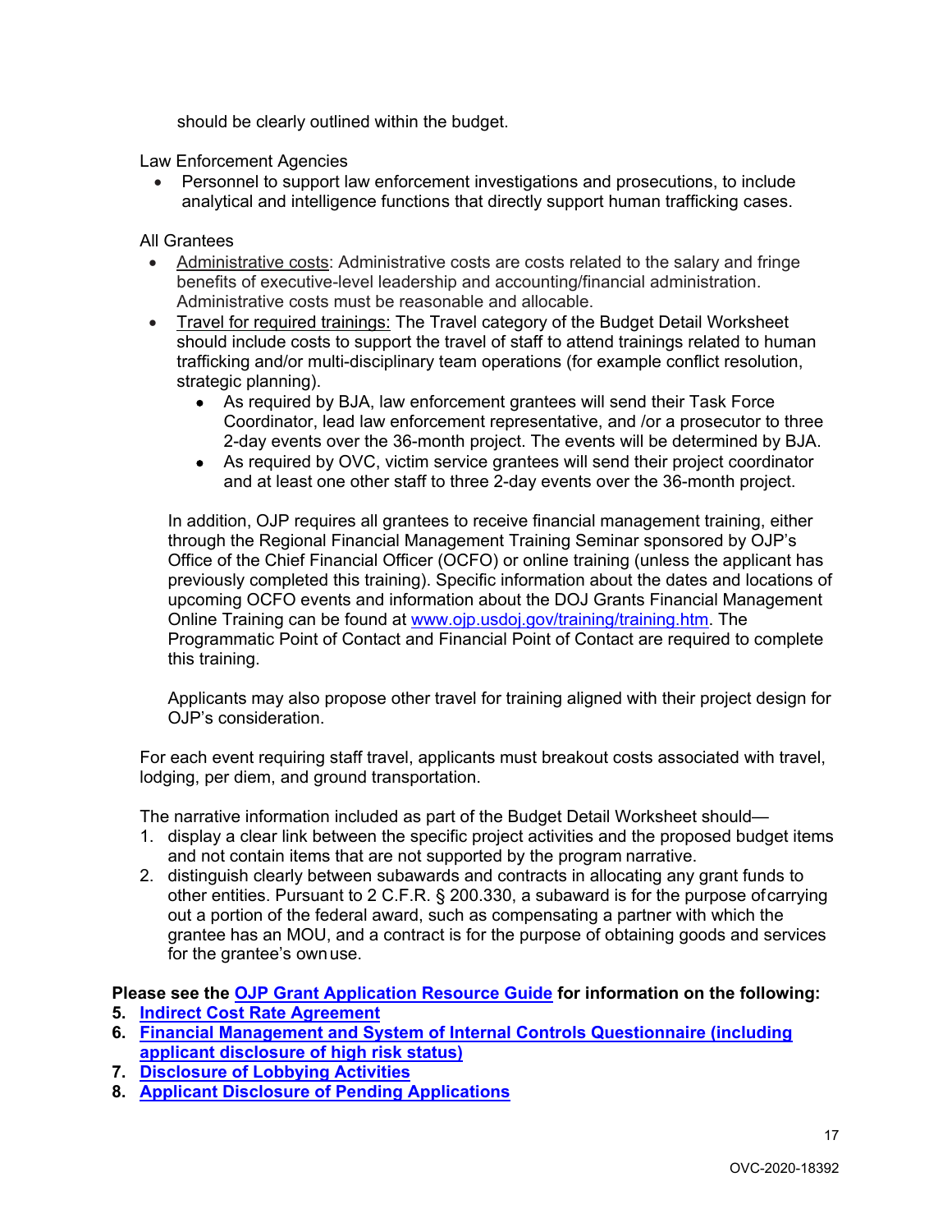should be clearly outlined within the budget.

Law Enforcement Agencies

- Personnel to support law enforcement investigations and prosecutions, to include analytical and intelligence functions that directly support human trafficking cases.

All Grantees

- Administrative costs: Administrative costs are costs related to the salary and fringe benefits of executive-level leadership and accounting/financial administration. Administrative costs must be reasonable and allocable.
- Travel for required trainings: The Travel category of the Budget Detail Worksheet should include costs to support the travel of staff to attend trainings related to human trafficking and/or multi-disciplinary team operations (for example conflict resolution, strategic planning).
    - As required by BJA, law enforcement grantees will send their Task Force Coordinator, lead law enforcement representative, and /or a prosecutor to three 2-day events over the 36-month project. The events will be determined by BJA.
    - As required by OVC, victim service grantees will send their project coordinator and at least one other staff to three 2-day events over the 36-month project.

In addition, OJP requires all grantees to receive financial management training, either through the Regional Financial Management Training Seminar sponsored by OJP's Office of the Chief Financial Officer (OCFO) or online training (unless the applicant has previously completed this training). Specific information about the dates and locations of upcoming OCFO events and information about the DOJ Grants Financial Management Online Training can be found at [www.ojp.usdoj.gov/training/training.htm](www.ojp.usdoj.gov/training/training.htm). The Programmatic Point of Contact and Financial Point of Contact are required to complete this training.

Applicants may also propose other travel for training aligned with their project design for OJP's consideration.

For each event requiring staff travel, applicants must breakout costs associated with travel, lodging, per diem, and ground transportation.

The narrative information included as part of the Budget Detail Worksheet should—

1. display a clear link between the specific project activities and the proposed budget items and not contain items that are not supported by the program narrative.
2. distinguish clearly between subawards and contracts in allocating any grant funds to other entities. Pursuant to 2 C.F.R. § 200.330, a subaward is for the purpose of carrying out a portion of the federal award, such as compensating a partner with which the grantee has an MOU, and a contract is for the purpose of obtaining goods and services for the grantee's own use.

**Please see the OJP Grant Application Resource Guide for information on the following:**

5. **Indirect Cost Rate Agreement**
6. **Financial Management and System of Internal Controls Questionnaire (including applicant disclosure of high risk status)**
7. **Disclosure of Lobbying Activities**
8. **Applicant Disclosure of Pending Applications**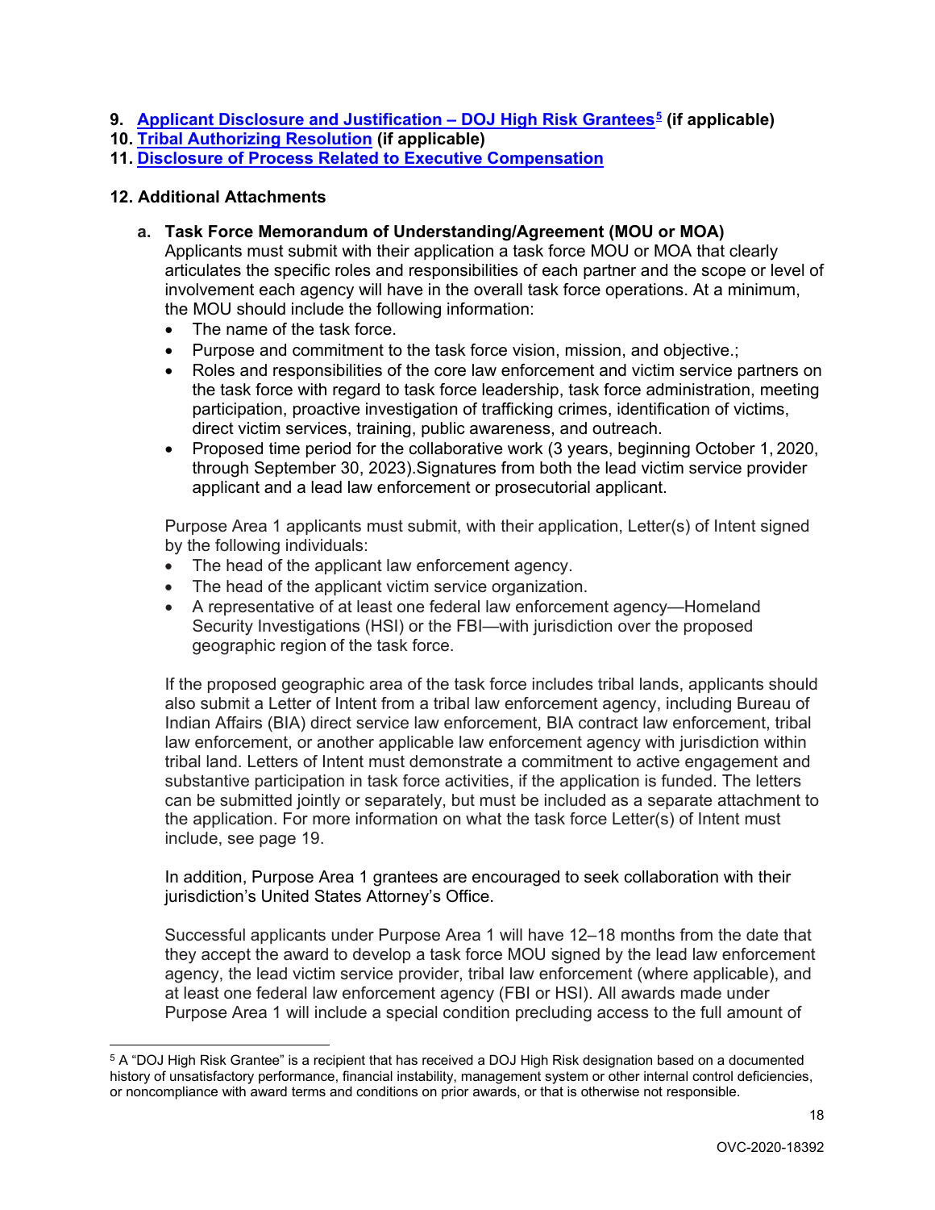9. **[Applicant Disclosure and Justification – DOJ High Risk Grantees][5] (if applicable)**
10. **[Tribal Authorizing Resolution] (if applicable)**
11. **[Disclosure of Process Related to Executive Compensation]**

**12. Additional Attachments**

**a. Task Force Memorandum of Understanding/Agreement (MOU or MOA)**

Applicants must submit with their application a task force MOU or MOA that clearly articulates the specific roles and responsibilities of each partner and the scope or level of involvement each agency will have in the overall task force operations. At a minimum, the MOU should include the following information:

- The name of the task force.
- Purpose and commitment to the task force vision, mission, and objective.;
- Roles and responsibilities of the core law enforcement and victim service partners on the task force with regard to task force leadership, task force administration, meeting participation, proactive investigation of trafficking crimes, identification of victims, direct victim services, training, public awareness, and outreach.
- Proposed time period for the collaborative work (3 years, beginning October 1, 2020, through September 30, 2023).Signatures from both the lead victim service provider applicant and a lead law enforcement or prosecutorial applicant.

Purpose Area 1 applicants must submit, with their application, Letter(s) of Intent signed by the following individuals:

- The head of the applicant law enforcement agency.
- The head of the applicant victim service organization.
- A representative of at least one federal law enforcement agency—Homeland Security Investigations (HSI) or the FBI—with jurisdiction over the proposed geographic region of the task force.

If the proposed geographic area of the task force includes tribal lands, applicants should also submit a Letter of Intent from a tribal law enforcement agency, including Bureau of Indian Affairs (BIA) direct service law enforcement, BIA contract law enforcement, tribal law enforcement, or another applicable law enforcement agency with jurisdiction within tribal land. Letters of Intent must demonstrate a commitment to active engagement and substantive participation in task force activities, if the application is funded. The letters can be submitted jointly or separately, but must be included as a separate attachment to the application. For more information on what the task force Letter(s) of Intent must include, see page 19.

In addition, Purpose Area 1 grantees are encouraged to seek collaboration with their jurisdiction's United States Attorney's Office.

Successful applicants under Purpose Area 1 will have 12–18 months from the date that they accept the award to develop a task force MOU signed by the lead law enforcement agency, the lead victim service provider, tribal law enforcement (where applicable), and at least one federal law enforcement agency (FBI or HSI). All awards made under Purpose Area 1 will include a special condition precluding access to the full amount of

[5] A "DOJ High Risk Grantee" is a recipient that has received a DOJ High Risk designation based on a documented history of unsatisfactory performance, financial instability, management system or other internal control deficiencies, or noncompliance with award terms and conditions on prior awards, or that is otherwise not responsible.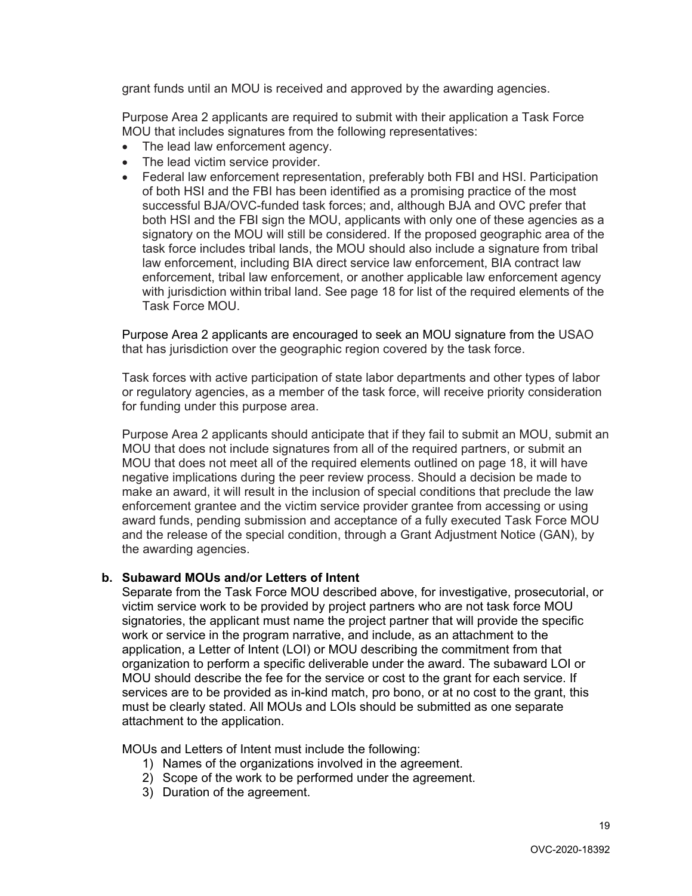grant funds until an MOU is received and approved by the awarding agencies.

Purpose Area 2 applicants are required to submit with their application a Task Force MOU that includes signatures from the following representatives:

- The lead law enforcement agency.
- The lead victim service provider.
- Federal law enforcement representation, preferably both FBI and HSI. Participation of both HSI and the FBI has been identified as a promising practice of the most successful BJA/OVC-funded task forces; and, although BJA and OVC prefer that both HSI and the FBI sign the MOU, applicants with only one of these agencies as a signatory on the MOU will still be considered. If the proposed geographic area of the task force includes tribal lands, the MOU should also include a signature from tribal law enforcement, including BIA direct service law enforcement, BIA contract law enforcement, tribal law enforcement, or another applicable law enforcement agency with jurisdiction within tribal land. See page 18 for list of the required elements of the Task Force MOU.

Purpose Area 2 applicants are encouraged to seek an MOU signature from the USAO that has jurisdiction over the geographic region covered by the task force.

Task forces with active participation of state labor departments and other types of labor or regulatory agencies, as a member of the task force, will receive priority consideration for funding under this purpose area.

Purpose Area 2 applicants should anticipate that if they fail to submit an MOU, submit an MOU that does not include signatures from all of the required partners, or submit an MOU that does not meet all of the required elements outlined on page 18, it will have negative implications during the peer review process. Should a decision be made to make an award, it will result in the inclusion of special conditions that preclude the law enforcement grantee and the victim service provider grantee from accessing or using award funds, pending submission and acceptance of a fully executed Task Force MOU and the release of the special condition, through a Grant Adjustment Notice (GAN), by the awarding agencies.

**b. Subaward MOUs and/or Letters of Intent**

Separate from the Task Force MOU described above, for investigative, prosecutorial, or victim service work to be provided by project partners who are not task force MOU signatories, the applicant must name the project partner that will provide the specific work or service in the program narrative, and include, as an attachment to the application, a Letter of Intent (LOI) or MOU describing the commitment from that organization to perform a specific deliverable under the award. The subaward LOI or MOU should describe the fee for the service or cost to the grant for each service. If services are to be provided as in-kind match, pro bono, or at no cost to the grant, this must be clearly stated. All MOUs and LOIs should be submitted as one separate attachment to the application.

MOUs and Letters of Intent must include the following:

1) Names of the organizations involved in the agreement.
2) Scope of the work to be performed under the agreement.
3) Duration of the agreement.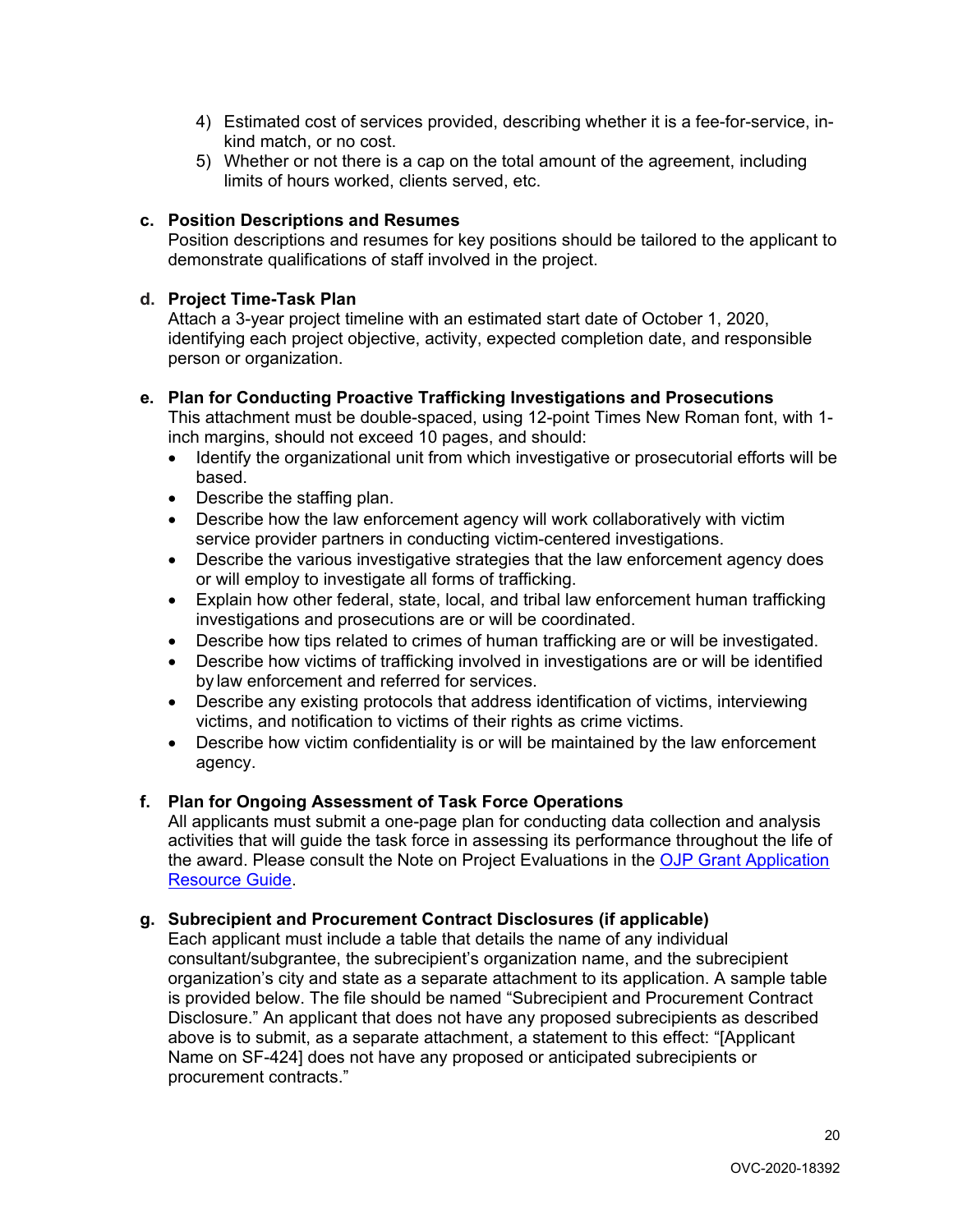4) Estimated cost of services provided, describing whether it is a fee-for-service, in-kind match, or no cost.
5) Whether or not there is a cap on the total amount of the agreement, including limits of hours worked, clients served, etc.

**c. Position Descriptions and Resumes**
Position descriptions and resumes for key positions should be tailored to the applicant to demonstrate qualifications of staff involved in the project.

**d. Project Time-Task Plan**
Attach a 3-year project timeline with an estimated start date of October 1, 2020, identifying each project objective, activity, expected completion date, and responsible person or organization.

**e. Plan for Conducting Proactive Trafficking Investigations and Prosecutions**
This attachment must be double-spaced, using 12-point Times New Roman font, with 1-inch margins, should not exceed 10 pages, and should:

- Identify the organizational unit from which investigative or prosecutorial efforts will be based.
- Describe the staffing plan.
- Describe how the law enforcement agency will work collaboratively with victim service provider partners in conducting victim-centered investigations.
- Describe the various investigative strategies that the law enforcement agency does or will employ to investigate all forms of trafficking.
- Explain how other federal, state, local, and tribal law enforcement human trafficking investigations and prosecutions are or will be coordinated.
- Describe how tips related to crimes of human trafficking are or will be investigated.
- Describe how victims of trafficking involved in investigations are or will be identified by law enforcement and referred for services.
- Describe any existing protocols that address identification of victims, interviewing victims, and notification to victims of their rights as crime victims.
- Describe how victim confidentiality is or will be maintained by the law enforcement agency.

**f. Plan for Ongoing Assessment of Task Force Operations**
All applicants must submit a one-page plan for conducting data collection and analysis activities that will guide the task force in assessing its performance throughout the life of the award. Please consult the Note on Project Evaluations in the [OJP Grant Application Resource Guide](#).

**g. Subrecipient and Procurement Contract Disclosures (if applicable)**
Each applicant must include a table that details the name of any individual consultant/subgrantee, the subrecipient's organization name, and the subrecipient organization's city and state as a separate attachment to its application. A sample table is provided below. The file should be named "Subrecipient and Procurement Contract Disclosure." An applicant that does not have any proposed subrecipients as described above is to submit, as a separate attachment, a statement to this effect: "[Applicant Name on SF-424] does not have any proposed or anticipated subrecipients or procurement contracts."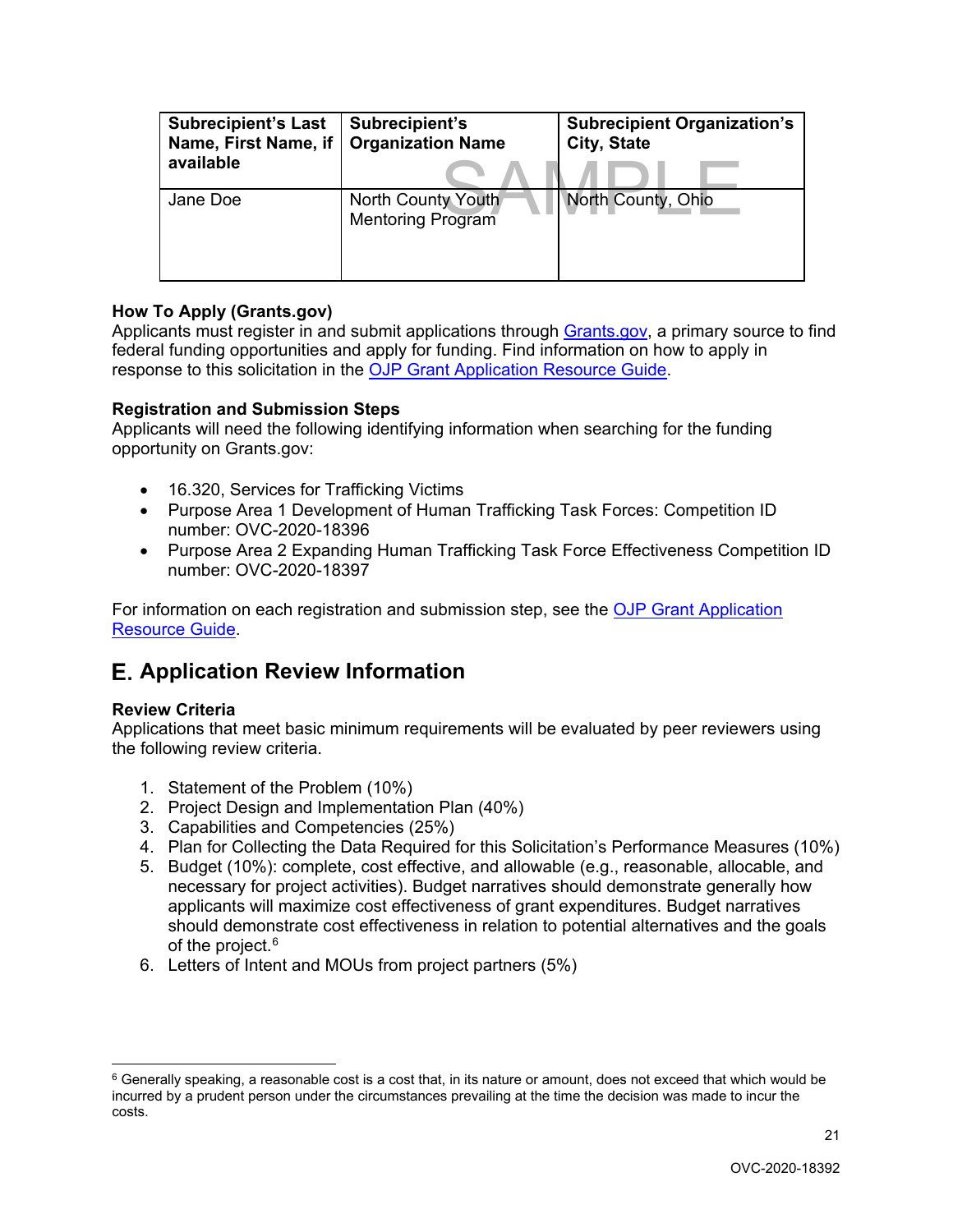| Subrecipient's Last Name, First Name, if available | Subrecipient's Organization Name | Subrecipient Organization's City, State |
|---|---|---|
| Jane Doe | North County Youth Mentoring Program | North County, Ohio |

**How To Apply (Grants.gov)**
Applicants must register in and submit applications through Grants.gov, a primary source to find federal funding opportunities and apply for funding. Find information on how to apply in response to this solicitation in the OJP Grant Application Resource Guide.

**Registration and Submission Steps**
Applicants will need the following identifying information when searching for the funding opportunity on Grants.gov:

- 16.320, Services for Trafficking Victims
- Purpose Area 1 Development of Human Trafficking Task Forces: Competition ID number: OVC-2020-18396
- Purpose Area 2 Expanding Human Trafficking Task Force Effectiveness Competition ID number: OVC-2020-18397

For information on each registration and submission step, see the OJP Grant Application Resource Guide.

## E. Application Review Information

**Review Criteria**
Applications that meet basic minimum requirements will be evaluated by peer reviewers using the following review criteria.

1. Statement of the Problem (10%)
2. Project Design and Implementation Plan (40%)
3. Capabilities and Competencies (25%)
4. Plan for Collecting the Data Required for this Solicitation's Performance Measures (10%)
5. Budget (10%): complete, cost effective, and allowable (e.g., reasonable, allocable, and necessary for project activities). Budget narratives should demonstrate generally how applicants will maximize cost effectiveness of grant expenditures. Budget narratives should demonstrate cost effectiveness in relation to potential alternatives and the goals of the project.[6]
6. Letters of Intent and MOUs from project partners (5%)

[6] Generally speaking, a reasonable cost is a cost that, in its nature or amount, does not exceed that which would be incurred by a prudent person under the circumstances prevailing at the time the decision was made to incur the costs.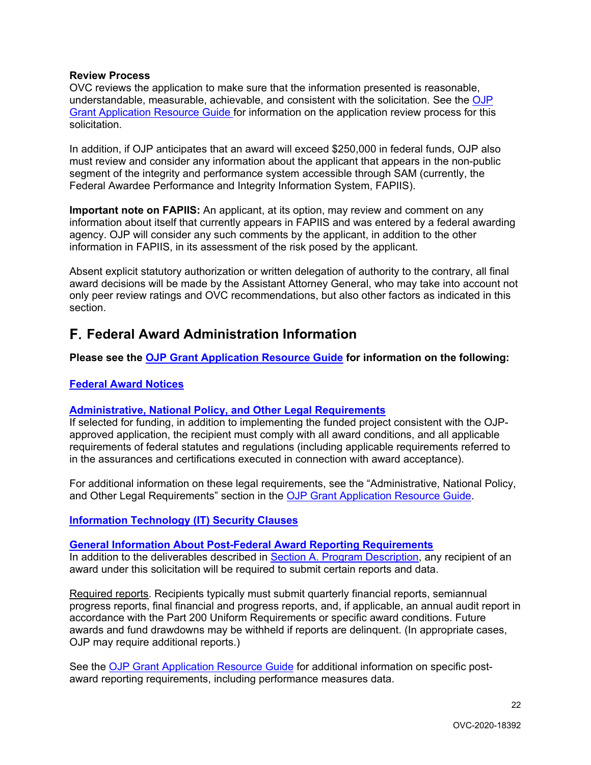**Review Process**
OVC reviews the application to make sure that the information presented is reasonable, understandable, measurable, achievable, and consistent with the solicitation. See the OJP Grant Application Resource Guide for information on the application review process for this solicitation.

In addition, if OJP anticipates that an award will exceed $250,000 in federal funds, OJP also must review and consider any information about the applicant that appears in the non-public segment of the integrity and performance system accessible through SAM (currently, the Federal Awardee Performance and Integrity Information System, FAPIIS).

**Important note on FAPIIS:** An applicant, at its option, may review and comment on any information about itself that currently appears in FAPIIS and was entered by a federal awarding agency. OJP will consider any such comments by the applicant, in addition to the other information in FAPIIS, in its assessment of the risk posed by the applicant.

Absent explicit statutory authorization or written delegation of authority to the contrary, all final award decisions will be made by the Assistant Attorney General, who may take into account not only peer review ratings and OVC recommendations, but also other factors as indicated in this section.

## F. Federal Award Administration Information

**Please see the OJP Grant Application Resource Guide for information on the following:**

**Federal Award Notices**

**Administrative, National Policy, and Other Legal Requirements**
If selected for funding, in addition to implementing the funded project consistent with the OJP-approved application, the recipient must comply with all award conditions, and all applicable requirements of federal statutes and regulations (including applicable requirements referred to in the assurances and certifications executed in connection with award acceptance).

For additional information on these legal requirements, see the "Administrative, National Policy, and Other Legal Requirements" section in the OJP Grant Application Resource Guide.

**Information Technology (IT) Security Clauses**

**General Information About Post-Federal Award Reporting Requirements**
In addition to the deliverables described in Section A. Program Description, any recipient of an award under this solicitation will be required to submit certain reports and data.

Required reports. Recipients typically must submit quarterly financial reports, semiannual progress reports, final financial and progress reports, and, if applicable, an annual audit report in accordance with the Part 200 Uniform Requirements or specific award conditions. Future awards and fund drawdowns may be withheld if reports are delinquent. (In appropriate cases, OJP may require additional reports.)

See the OJP Grant Application Resource Guide for additional information on specific post-award reporting requirements, including performance measures data.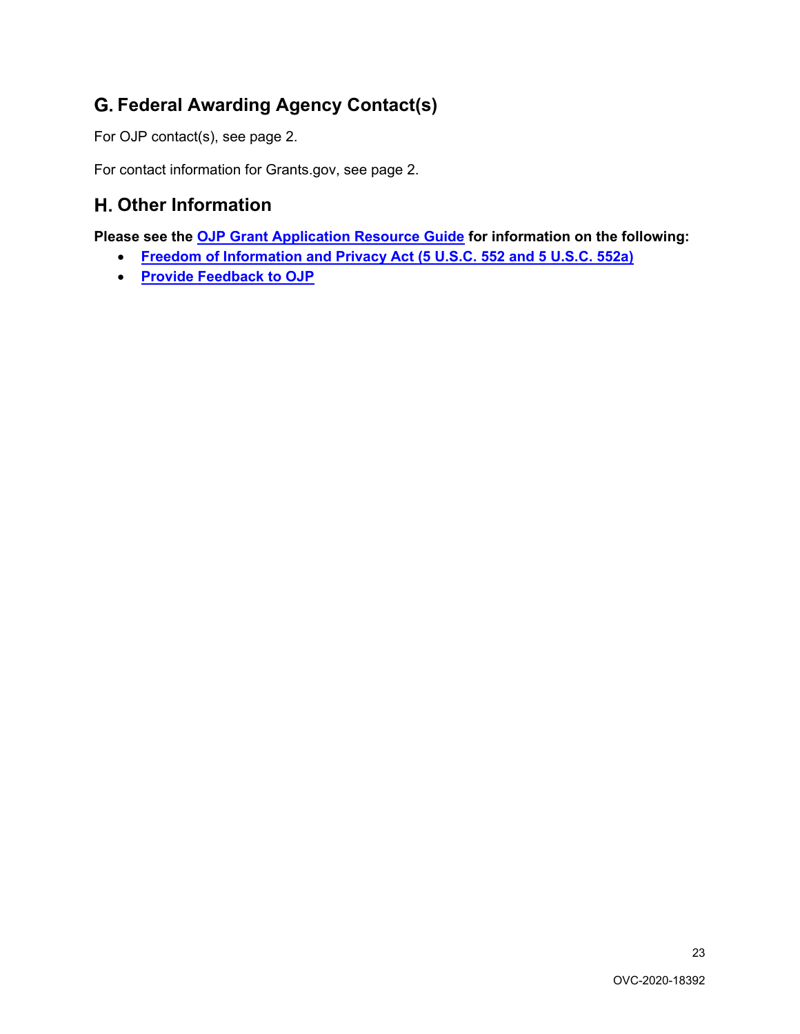## G. Federal Awarding Agency Contact(s)

For OJP contact(s), see page 2.

For contact information for Grants.gov, see page 2.

## H. Other Information

**Please see the OJP Grant Application Resource Guide for information on the following:**

- **Freedom of Information and Privacy Act (5 U.S.C. 552 and 5 U.S.C. 552a)**
- **Provide Feedback to OJP**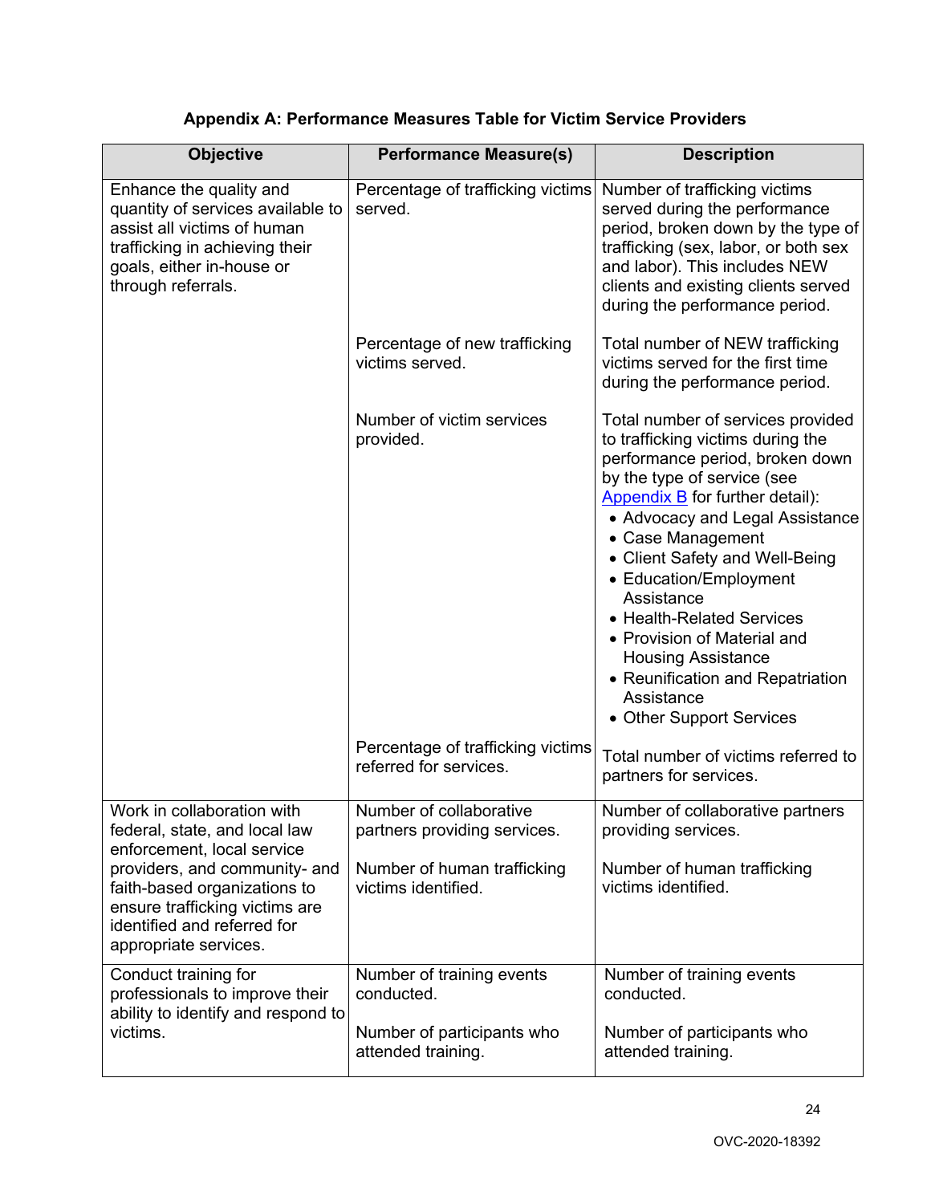## Appendix A: Performance Measures Table for Victim Service Providers

| Objective | Performance Measure(s) | Description |
|---|---|---|
| Enhance the quality and quantity of services available to assist all victims of human trafficking in achieving their goals, either in-house or through referrals. | Percentage of trafficking victims served. | Number of trafficking victims served during the performance period, broken down by the type of trafficking (sex, labor, or both sex and labor). This includes NEW clients and existing clients served during the performance period. |
| | Percentage of new trafficking victims served. | Total number of NEW trafficking victims served for the first time during the performance period. |
| | Number of victim services provided. | Total number of services provided to trafficking victims during the performance period, broken down by the type of service (see Appendix B for further detail):<br>• Advocacy and Legal Assistance<br>• Case Management<br>• Client Safety and Well-Being<br>• Education/Employment Assistance<br>• Health-Related Services<br>• Provision of Material and Housing Assistance<br>• Reunification and Repatriation Assistance<br>• Other Support Services |
| | Percentage of trafficking victims referred for services. | Total number of victims referred to partners for services. |
| Work in collaboration with federal, state, and local law enforcement, local service providers, and community- and faith-based organizations to ensure trafficking victims are identified and referred for appropriate services. | Number of collaborative partners providing services. | Number of collaborative partners providing services. |
| | Number of human trafficking victims identified. | Number of human trafficking victims identified. |
| Conduct training for professionals to improve their ability to identify and respond to victims. | Number of training events conducted. | Number of training events conducted. |
| | Number of participants who attended training. | Number of participants who attended training. |

OVC-2020-18392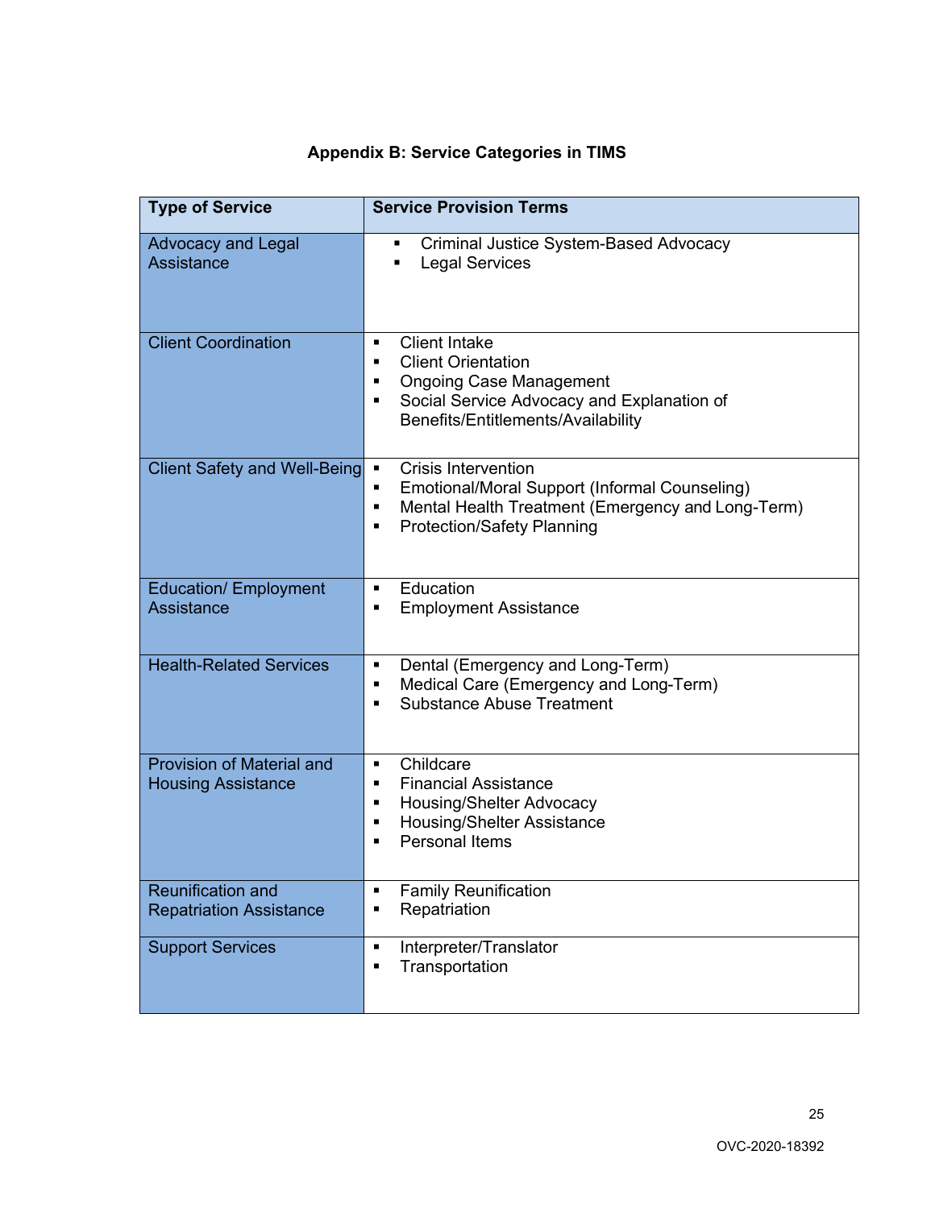**Appendix B: Service Categories in TIMS**

| Type of Service | Service Provision Terms |
|---|---|
| Advocacy and Legal Assistance | ▪ Criminal Justice System-Based Advocacy<br>▪ Legal Services |
| Client Coordination | ▪ Client Intake<br>▪ Client Orientation<br>▪ Ongoing Case Management<br>▪ Social Service Advocacy and Explanation of Benefits/Entitlements/Availability |
| Client Safety and Well-Being | ▪ Crisis Intervention<br>▪ Emotional/Moral Support (Informal Counseling)<br>▪ Mental Health Treatment (Emergency and Long-Term)<br>▪ Protection/Safety Planning |
| Education/ Employment Assistance | ▪ Education<br>▪ Employment Assistance |
| Health-Related Services | ▪ Dental (Emergency and Long-Term)<br>▪ Medical Care (Emergency and Long-Term)<br>▪ Substance Abuse Treatment |
| Provision of Material and Housing Assistance | ▪ Childcare<br>▪ Financial Assistance<br>▪ Housing/Shelter Advocacy<br>▪ Housing/Shelter Assistance<br>▪ Personal Items |
| Reunification and Repatriation Assistance | ▪ Family Reunification<br>▪ Repatriation |
| Support Services | ▪ Interpreter/Translator<br>▪ Transportation |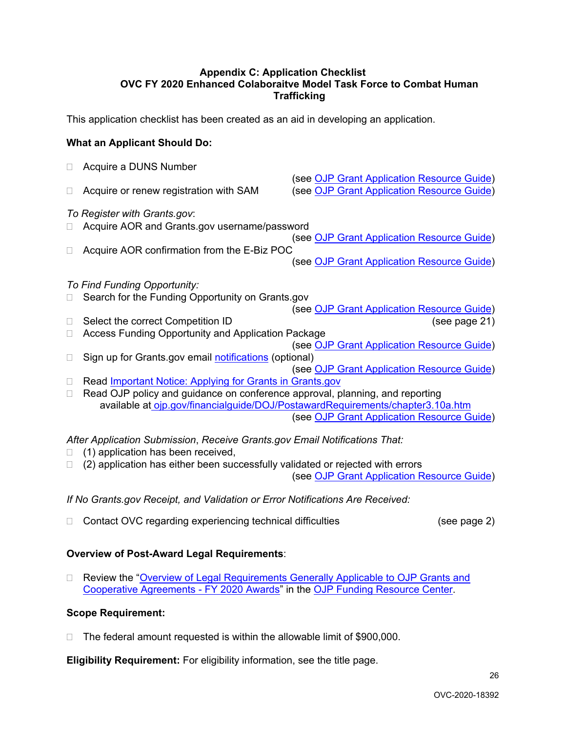## Appendix C: Application Checklist
## OVC FY 2020 Enhanced Colaboraitve Model Task Force to Combat Human Trafficking

This application checklist has been created as an aid in developing an application.

**What an Applicant Should Do:**

- ☐ Acquire a DUNS Number (see OJP Grant Application Resource Guide)
- ☐ Acquire or renew registration with SAM (see OJP Grant Application Resource Guide)

*To Register with Grants.gov*:

- ☐ Acquire AOR and Grants.gov username/password (see OJP Grant Application Resource Guide)
- ☐ Acquire AOR confirmation from the E-Biz POC (see OJP Grant Application Resource Guide)

*To Find Funding Opportunity:*

- ☐ Search for the Funding Opportunity on Grants.gov (see OJP Grant Application Resource Guide)
- ☐ Select the correct Competition ID (see page 21)
- ☐ Access Funding Opportunity and Application Package (see OJP Grant Application Resource Guide)
- ☐ Sign up for Grants.gov email notifications (optional) (see OJP Grant Application Resource Guide)
- ☐ Read Important Notice: Applying for Grants in Grants.gov
- ☐ Read OJP policy and guidance on conference approval, planning, and reporting available at ojp.gov/financialguide/DOJ/PostawardRequirements/chapter3.10a.htm (see OJP Grant Application Resource Guide)

*After Application Submission*, *Receive Grants.gov Email Notifications That:*

- ☐ (1) application has been received,
- ☐ (2) application has either been successfully validated or rejected with errors (see OJP Grant Application Resource Guide)

*If No Grants.gov Receipt, and Validation or Error Notifications Are Received:*

- ☐ Contact OVC regarding experiencing technical difficulties (see page 2)

**Overview of Post-Award Legal Requirements**:

- ☐ Review the "Overview of Legal Requirements Generally Applicable to OJP Grants and Cooperative Agreements - FY 2020 Awards" in the OJP Funding Resource Center.

**Scope Requirement:**

- ☐ The federal amount requested is within the allowable limit of $900,000.

**Eligibility Requirement:** For eligibility information, see the title page.

OVC-2020-18392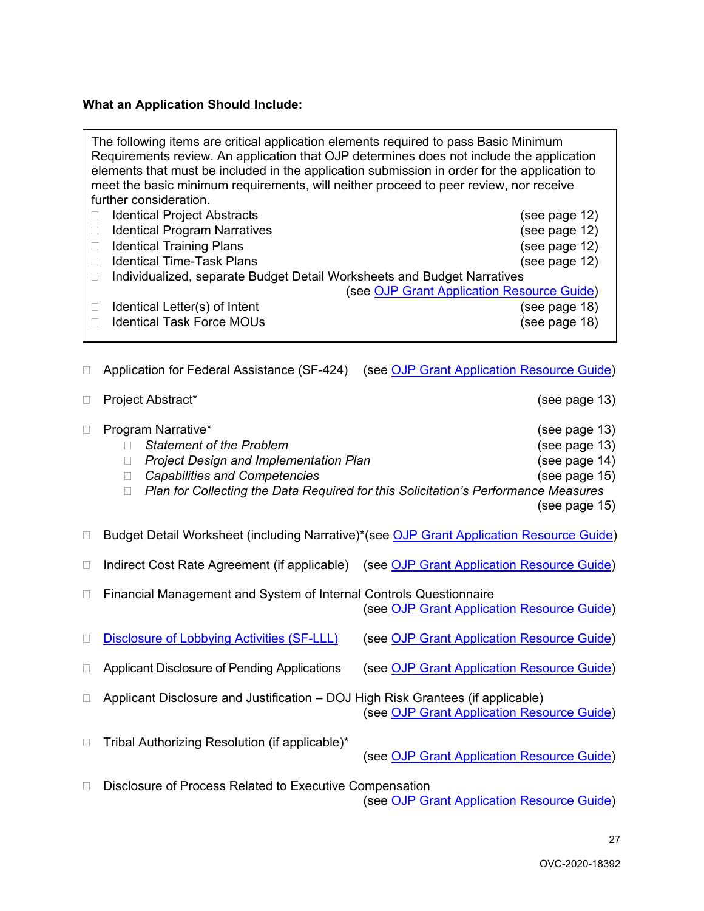**What an Application Should Include:**

> The following items are critical application elements required to pass Basic Minimum Requirements review. An application that OJP determines does not include the application elements that must be included in the application submission in order for the application to meet the basic minimum requirements, will neither proceed to peer review, nor receive further consideration.
>
> - ☐ Identical Project Abstracts (see page 12)
> - ☐ Identical Program Narratives (see page 12)
> - ☐ Identical Training Plans (see page 12)
> - ☐ Identical Time-Task Plans (see page 12)
> - ☐ Individualized, separate Budget Detail Worksheets and Budget Narratives (see OJP Grant Application Resource Guide)
> - ☐ Identical Letter(s) of Intent (see page 18)
> - ☐ Identical Task Force MOUs (see page 18)

- ☐ Application for Federal Assistance (SF-424) (see OJP Grant Application Resource Guide)
- ☐ Project Abstract* (see page 13)
- ☐ Program Narrative* (see page 13)
  - ☐ *Statement of the Problem* (see page 13)
  - ☐ *Project Design and Implementation Plan* (see page 14)
  - ☐ *Capabilities and Competencies* (see page 15)
  - ☐ *Plan for Collecting the Data Required for this Solicitation's Performance Measures* (see page 15)
- ☐ Budget Detail Worksheet (including Narrative)*(see OJP Grant Application Resource Guide)
- ☐ Indirect Cost Rate Agreement (if applicable) (see OJP Grant Application Resource Guide)
- ☐ Financial Management and System of Internal Controls Questionnaire (see OJP Grant Application Resource Guide)
- ☐ Disclosure of Lobbying Activities (SF-LLL) (see OJP Grant Application Resource Guide)
- ☐ Applicant Disclosure of Pending Applications (see OJP Grant Application Resource Guide)
- ☐ Applicant Disclosure and Justification – DOJ High Risk Grantees (if applicable) (see OJP Grant Application Resource Guide)
- ☐ Tribal Authorizing Resolution (if applicable)* (see OJP Grant Application Resource Guide)
- ☐ Disclosure of Process Related to Executive Compensation (see OJP Grant Application Resource Guide)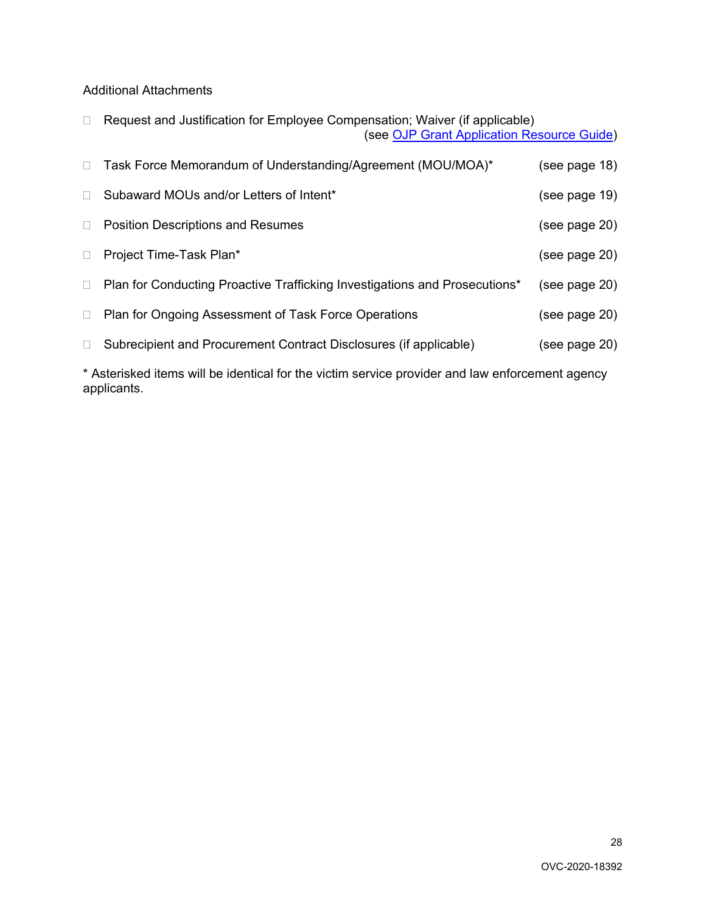Additional Attachments

- Request and Justification for Employee Compensation; Waiver (if applicable) (see OJP Grant Application Resource Guide)
- Task Force Memorandum of Understanding/Agreement (MOU/MOA)* (see page 18)
- Subaward MOUs and/or Letters of Intent* (see page 19)
- Position Descriptions and Resumes (see page 20)
- Project Time-Task Plan* (see page 20)
- Plan for Conducting Proactive Trafficking Investigations and Prosecutions* (see page 20)
- Plan for Ongoing Assessment of Task Force Operations (see page 20)
- Subrecipient and Procurement Contract Disclosures (if applicable) (see page 20)

* Asterisked items will be identical for the victim service provider and law enforcement agency applicants.